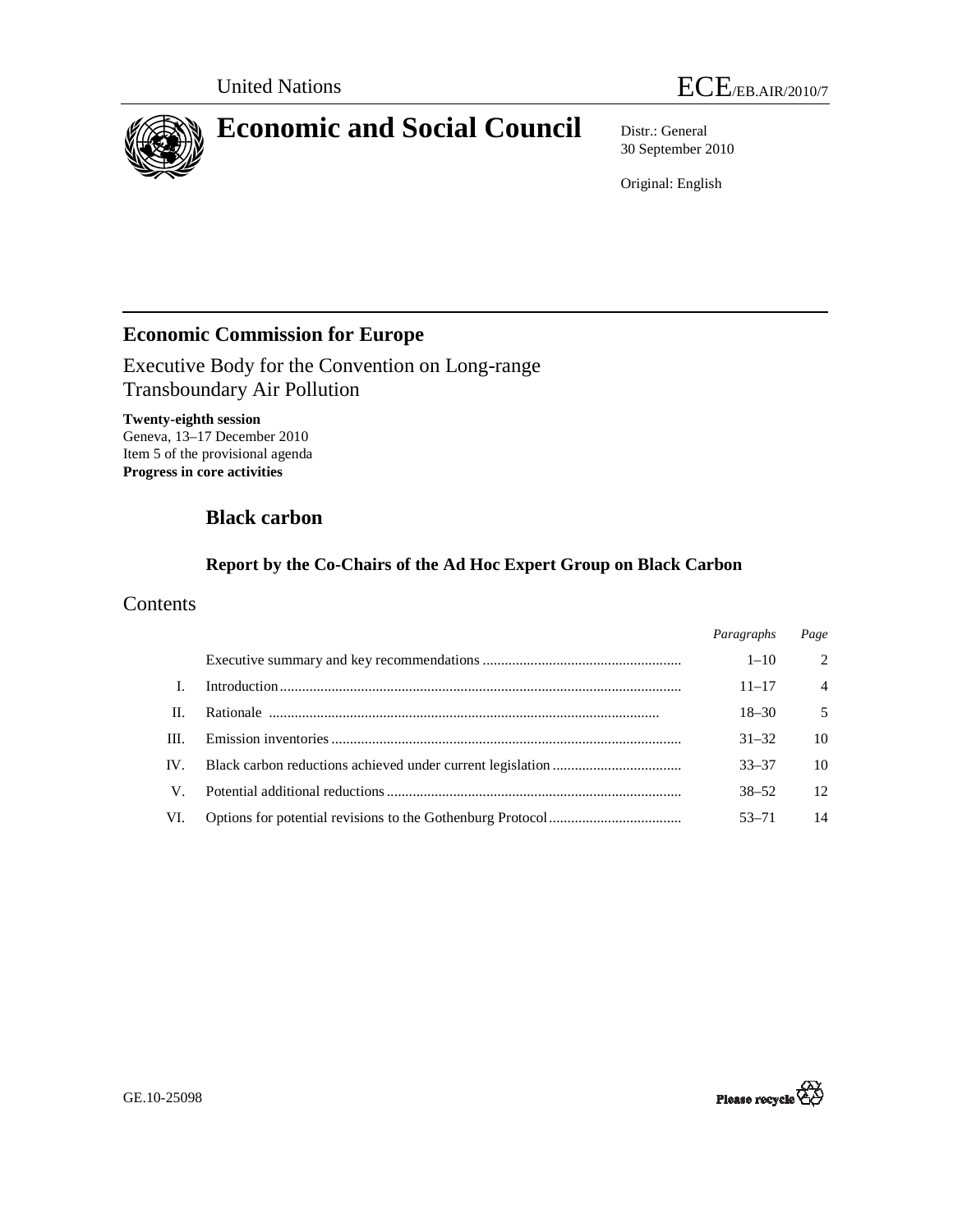United Nations

ECE/EB.AIR/2010/7

# Economic and Social Council

Distr.: General
30 September 2010

Original: English

## Economic Commission for Europe

Executive Body for the Convention on Long-range Transboundary Air Pollution

**Twenty-eighth session**
Geneva, 13–17 December 2010
Item 5 of the provisional agenda
**Progress in core activities**

# Black carbon

### Report by the Co-Chairs of the Ad Hoc Expert Group on Black Carbon

## Contents

| | | *Paragraphs* | *Page* |
|---|---|---|---|
| | Executive summary and key recommendations | 1–10 | 2 |
| I. | Introduction | 11–17 | 4 |
| II. | Rationale | 18–30 | 5 |
| III. | Emission inventories | 31–32 | 10 |
| IV. | Black carbon reductions achieved under current legislation | 33–37 | 10 |
| V. | Potential additional reductions | 38–52 | 12 |
| VI. | Options for potential revisions to the Gothenburg Protocol | 53–71 | 14 |

GE.10-25098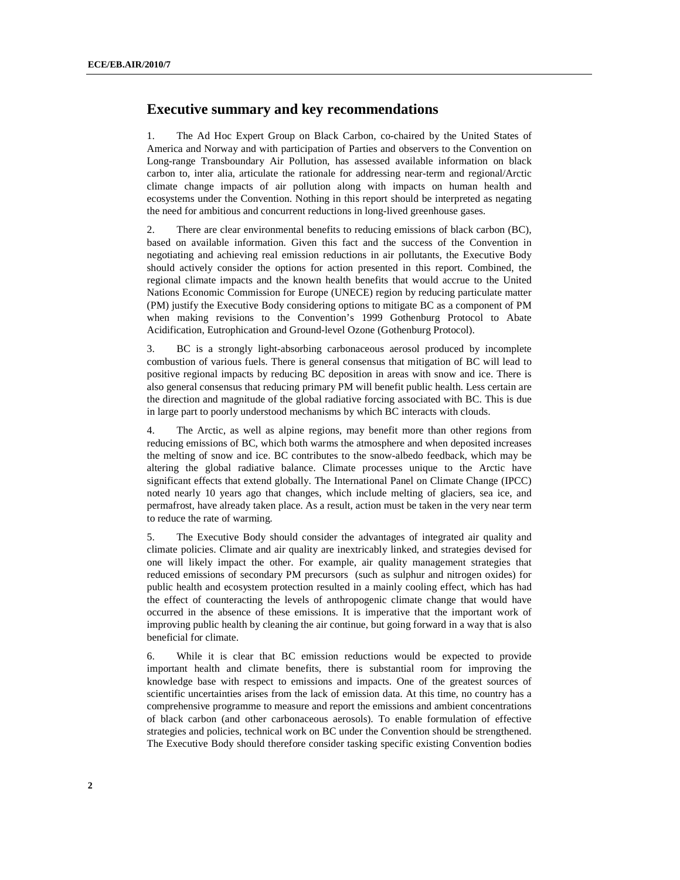## Executive summary and key recommendations

1. The Ad Hoc Expert Group on Black Carbon, co-chaired by the United States of America and Norway and with participation of Parties and observers to the Convention on Long-range Transboundary Air Pollution, has assessed available information on black carbon to, inter alia, articulate the rationale for addressing near-term and regional/Arctic climate change impacts of air pollution along with impacts on human health and ecosystems under the Convention. Nothing in this report should be interpreted as negating the need for ambitious and concurrent reductions in long-lived greenhouse gases.

2. There are clear environmental benefits to reducing emissions of black carbon (BC), based on available information. Given this fact and the success of the Convention in negotiating and achieving real emission reductions in air pollutants, the Executive Body should actively consider the options for action presented in this report. Combined, the regional climate impacts and the known health benefits that would accrue to the United Nations Economic Commission for Europe (UNECE) region by reducing particulate matter (PM) justify the Executive Body considering options to mitigate BC as a component of PM when making revisions to the Convention's 1999 Gothenburg Protocol to Abate Acidification, Eutrophication and Ground-level Ozone (Gothenburg Protocol).

3. BC is a strongly light-absorbing carbonaceous aerosol produced by incomplete combustion of various fuels. There is general consensus that mitigation of BC will lead to positive regional impacts by reducing BC deposition in areas with snow and ice. There is also general consensus that reducing primary PM will benefit public health. Less certain are the direction and magnitude of the global radiative forcing associated with BC. This is due in large part to poorly understood mechanisms by which BC interacts with clouds.

4. The Arctic, as well as alpine regions, may benefit more than other regions from reducing emissions of BC, which both warms the atmosphere and when deposited increases the melting of snow and ice. BC contributes to the snow-albedo feedback, which may be altering the global radiative balance. Climate processes unique to the Arctic have significant effects that extend globally. The International Panel on Climate Change (IPCC) noted nearly 10 years ago that changes, which include melting of glaciers, sea ice, and permafrost, have already taken place. As a result, action must be taken in the very near term to reduce the rate of warming.

5. The Executive Body should consider the advantages of integrated air quality and climate policies. Climate and air quality are inextricably linked, and strategies devised for one will likely impact the other. For example, air quality management strategies that reduced emissions of secondary PM precursors (such as sulphur and nitrogen oxides) for public health and ecosystem protection resulted in a mainly cooling effect, which has had the effect of counteracting the levels of anthropogenic climate change that would have occurred in the absence of these emissions. It is imperative that the important work of improving public health by cleaning the air continue, but going forward in a way that is also beneficial for climate.

6. While it is clear that BC emission reductions would be expected to provide important health and climate benefits, there is substantial room for improving the knowledge base with respect to emissions and impacts. One of the greatest sources of scientific uncertainties arises from the lack of emission data. At this time, no country has a comprehensive programme to measure and report the emissions and ambient concentrations of black carbon (and other carbonaceous aerosols). To enable formulation of effective strategies and policies, technical work on BC under the Convention should be strengthened. The Executive Body should therefore consider tasking specific existing Convention bodies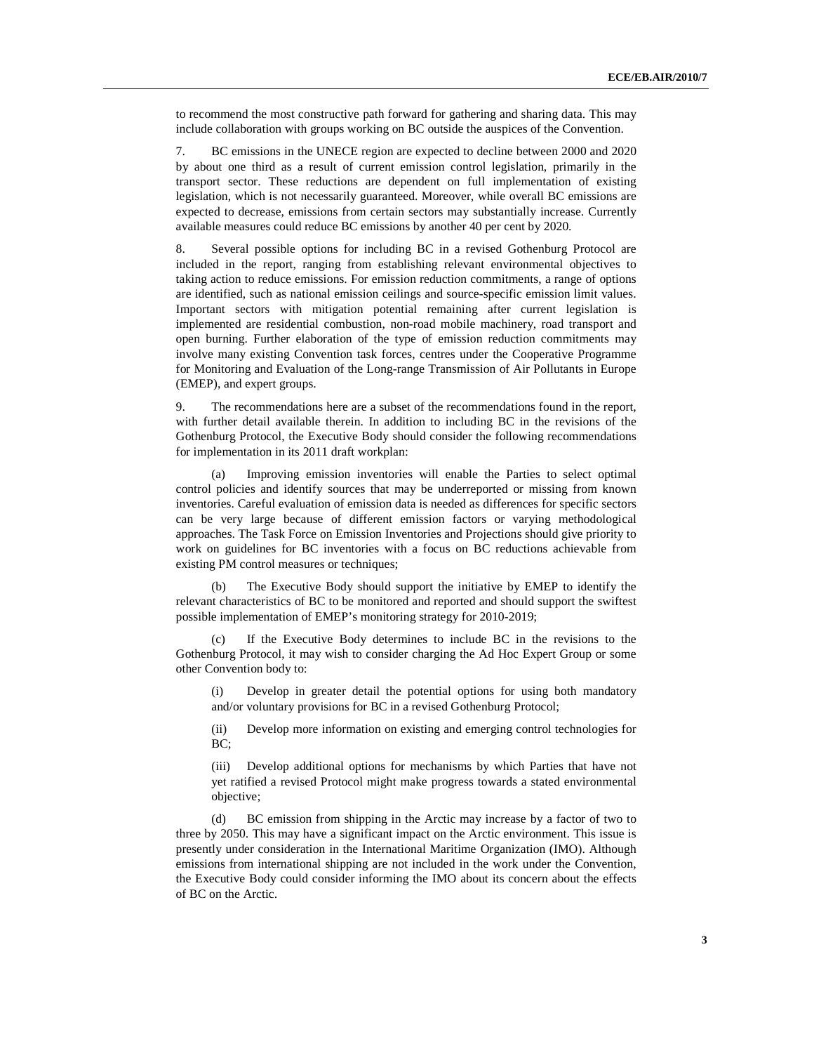to recommend the most constructive path forward for gathering and sharing data. This may include collaboration with groups working on BC outside the auspices of the Convention.

7. BC emissions in the UNECE region are expected to decline between 2000 and 2020 by about one third as a result of current emission control legislation, primarily in the transport sector. These reductions are dependent on full implementation of existing legislation, which is not necessarily guaranteed. Moreover, while overall BC emissions are expected to decrease, emissions from certain sectors may substantially increase. Currently available measures could reduce BC emissions by another 40 per cent by 2020.

8. Several possible options for including BC in a revised Gothenburg Protocol are included in the report, ranging from establishing relevant environmental objectives to taking action to reduce emissions. For emission reduction commitments, a range of options are identified, such as national emission ceilings and source-specific emission limit values. Important sectors with mitigation potential remaining after current legislation is implemented are residential combustion, non-road mobile machinery, road transport and open burning. Further elaboration of the type of emission reduction commitments may involve many existing Convention task forces, centres under the Cooperative Programme for Monitoring and Evaluation of the Long-range Transmission of Air Pollutants in Europe (EMEP), and expert groups.

9. The recommendations here are a subset of the recommendations found in the report, with further detail available therein. In addition to including BC in the revisions of the Gothenburg Protocol, the Executive Body should consider the following recommendations for implementation in its 2011 draft workplan:

(a) Improving emission inventories will enable the Parties to select optimal control policies and identify sources that may be underreported or missing from known inventories. Careful evaluation of emission data is needed as differences for specific sectors can be very large because of different emission factors or varying methodological approaches. The Task Force on Emission Inventories and Projections should give priority to work on guidelines for BC inventories with a focus on BC reductions achievable from existing PM control measures or techniques;

(b) The Executive Body should support the initiative by EMEP to identify the relevant characteristics of BC to be monitored and reported and should support the swiftest possible implementation of EMEP's monitoring strategy for 2010-2019;

(c) If the Executive Body determines to include BC in the revisions to the Gothenburg Protocol, it may wish to consider charging the Ad Hoc Expert Group or some other Convention body to:

(i) Develop in greater detail the potential options for using both mandatory and/or voluntary provisions for BC in a revised Gothenburg Protocol;

(ii) Develop more information on existing and emerging control technologies for BC;

(iii) Develop additional options for mechanisms by which Parties that have not yet ratified a revised Protocol might make progress towards a stated environmental objective;

(d) BC emission from shipping in the Arctic may increase by a factor of two to three by 2050. This may have a significant impact on the Arctic environment. This issue is presently under consideration in the International Maritime Organization (IMO). Although emissions from international shipping are not included in the work under the Convention, the Executive Body could consider informing the IMO about its concern about the effects of BC on the Arctic.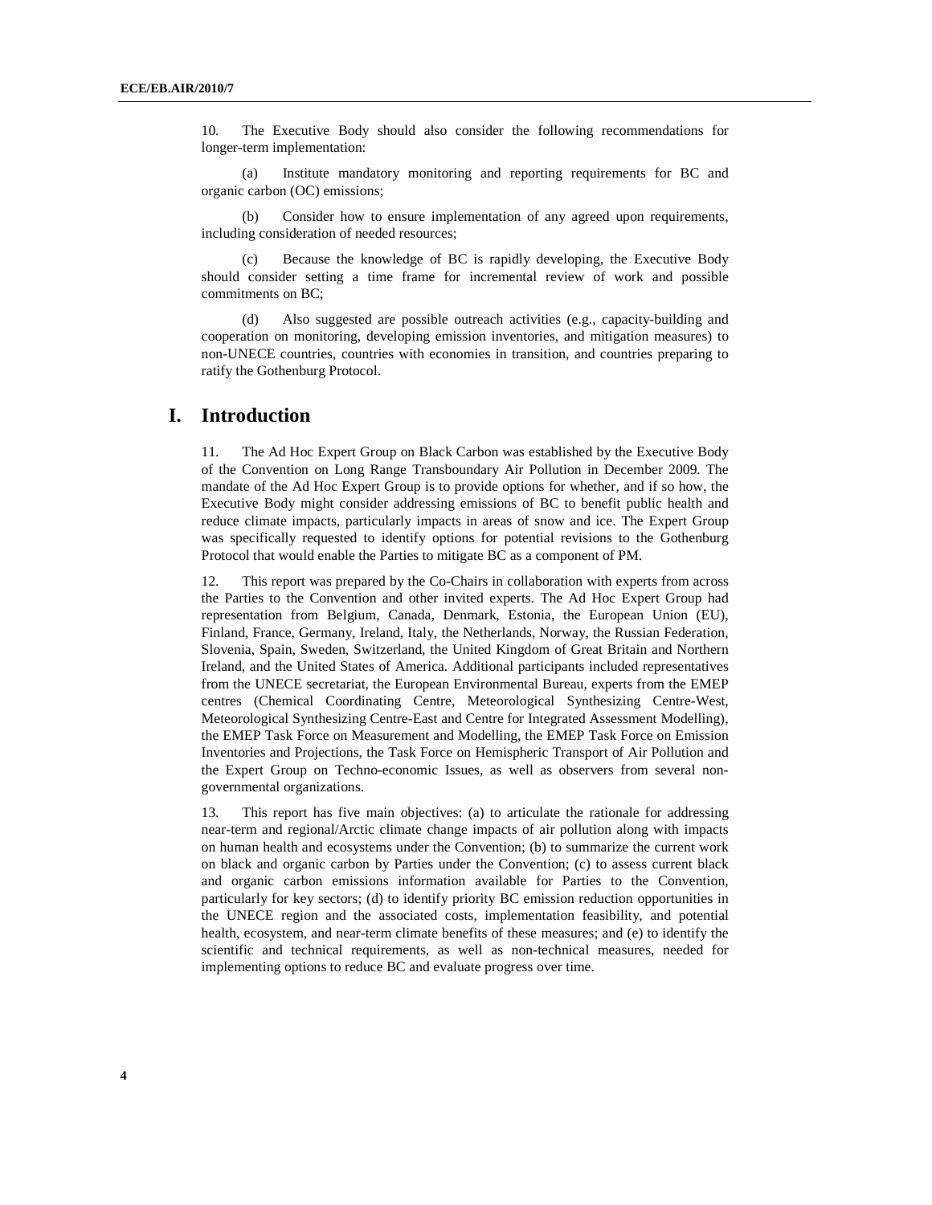10. The Executive Body should also consider the following recommendations for longer-term implementation:

(a) Institute mandatory monitoring and reporting requirements for BC and organic carbon (OC) emissions;

(b) Consider how to ensure implementation of any agreed upon requirements, including consideration of needed resources;

(c) Because the knowledge of BC is rapidly developing, the Executive Body should consider setting a time frame for incremental review of work and possible commitments on BC;

(d) Also suggested are possible outreach activities (e.g., capacity-building and cooperation on monitoring, developing emission inventories, and mitigation measures) to non-UNECE countries, countries with economies in transition, and countries preparing to ratify the Gothenburg Protocol.

# I. Introduction

11. The Ad Hoc Expert Group on Black Carbon was established by the Executive Body of the Convention on Long Range Transboundary Air Pollution in December 2009. The mandate of the Ad Hoc Expert Group is to provide options for whether, and if so how, the Executive Body might consider addressing emissions of BC to benefit public health and reduce climate impacts, particularly impacts in areas of snow and ice. The Expert Group was specifically requested to identify options for potential revisions to the Gothenburg Protocol that would enable the Parties to mitigate BC as a component of PM.

12. This report was prepared by the Co-Chairs in collaboration with experts from across the Parties to the Convention and other invited experts. The Ad Hoc Expert Group had representation from Belgium, Canada, Denmark, Estonia, the European Union (EU), Finland, France, Germany, Ireland, Italy, the Netherlands, Norway, the Russian Federation, Slovenia, Spain, Sweden, Switzerland, the United Kingdom of Great Britain and Northern Ireland, and the United States of America. Additional participants included representatives from the UNECE secretariat, the European Environmental Bureau, experts from the EMEP centres (Chemical Coordinating Centre, Meteorological Synthesizing Centre-West, Meteorological Synthesizing Centre-East and Centre for Integrated Assessment Modelling), the EMEP Task Force on Measurement and Modelling, the EMEP Task Force on Emission Inventories and Projections, the Task Force on Hemispheric Transport of Air Pollution and the Expert Group on Techno-economic Issues, as well as observers from several non-governmental organizations.

13. This report has five main objectives: (a) to articulate the rationale for addressing near-term and regional/Arctic climate change impacts of air pollution along with impacts on human health and ecosystems under the Convention; (b) to summarize the current work on black and organic carbon by Parties under the Convention; (c) to assess current black and organic carbon emissions information available for Parties to the Convention, particularly for key sectors; (d) to identify priority BC emission reduction opportunities in the UNECE region and the associated costs, implementation feasibility, and potential health, ecosystem, and near-term climate benefits of these measures; and (e) to identify the scientific and technical requirements, as well as non-technical measures, needed for implementing options to reduce BC and evaluate progress over time.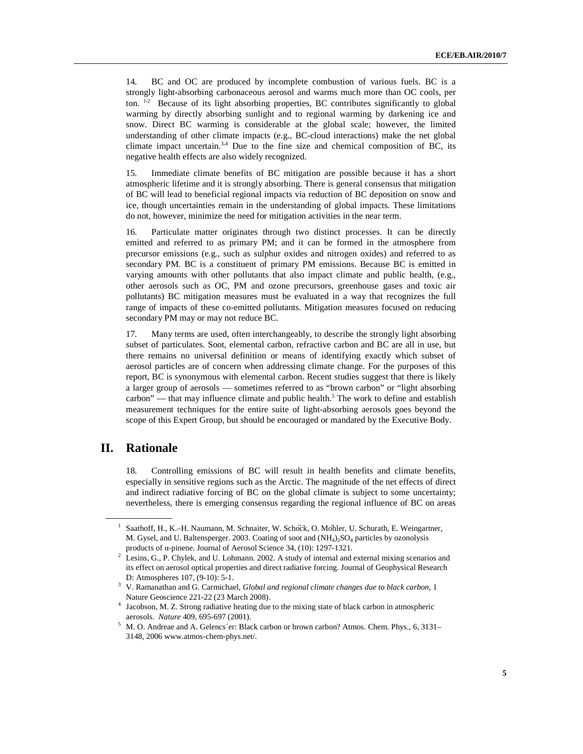14. BC and OC are produced by incomplete combustion of various fuels. BC is a strongly light-absorbing carbonaceous aerosol and warms much more than OC cools, per ton. [1,2] Because of its light absorbing properties, BC contributes significantly to global warming by directly absorbing sunlight and to regional warming by darkening ice and snow. Direct BC warming is considerable at the global scale; however, the limited understanding of other climate impacts (e.g., BC-cloud interactions) make the net global climate impact uncertain.[3,4] Due to the fine size and chemical composition of BC, its negative health effects are also widely recognized.

15. Immediate climate benefits of BC mitigation are possible because it has a short atmospheric lifetime and it is strongly absorbing. There is general consensus that mitigation of BC will lead to beneficial regional impacts via reduction of BC deposition on snow and ice, though uncertainties remain in the understanding of global impacts. These limitations do not, however, minimize the need for mitigation activities in the near term.

16. Particulate matter originates through two distinct processes. It can be directly emitted and referred to as primary PM; and it can be formed in the atmosphere from precursor emissions (e.g., such as sulphur oxides and nitrogen oxides) and referred to as secondary PM. BC is a constituent of primary PM emissions. Because BC is emitted in varying amounts with other pollutants that also impact climate and public health, (e.g., other aerosols such as OC, PM and ozone precursors, greenhouse gases and toxic air pollutants) BC mitigation measures must be evaluated in a way that recognizes the full range of impacts of these co-emitted pollutants. Mitigation measures focused on reducing secondary PM may or may not reduce BC.

17. Many terms are used, often interchangeably, to describe the strongly light absorbing subset of particulates. Soot, elemental carbon, refractive carbon and BC are all in use, but there remains no universal definition or means of identifying exactly which subset of aerosol particles are of concern when addressing climate change. For the purposes of this report, BC is synonymous with elemental carbon. Recent studies suggest that there is likely a larger group of aerosols — sometimes referred to as "brown carbon" or "light absorbing carbon" — that may influence climate and public health.[5] The work to define and establish measurement techniques for the entire suite of light-absorbing aerosols goes beyond the scope of this Expert Group, but should be encouraged or mandated by the Executive Body.

# II. Rationale

18. Controlling emissions of BC will result in health benefits and climate benefits, especially in sensitive regions such as the Arctic. The magnitude of the net effects of direct and indirect radiative forcing of BC on the global climate is subject to some uncertainty; nevertheless, there is emerging consensus regarding the regional influence of BC on areas

---

[1] Saathoff, H., K.–H. Naumann, M. Schnaiter, W. Schöck, O. Möhler, U. Schurath, E. Weingartner, M. Gysel, and U. Baltensperger. 2003. Coating of soot and $(NH_4)_2SO_4$ particles by ozonolysis products of α-pinene. Journal of Aerosol Science 34, (10): 1297-1321.

[2] Lesins, G., P. Chylek, and U. Lohmann. 2002. A study of internal and external mixing scenarios and its effect on aerosol optical properties and direct radiative forcing. Journal of Geophysical Research D: Atmospheres 107, (9-10): 5-1.

[3] V. Ramanathan and G. Carmichael, *Global and regional climate changes due to black carbon*, 1 Nature Geoscience 221-22 (23 March 2008).

[4] Jacobson, M. Z. Strong radiative heating due to the mixing state of black carbon in atmospheric aerosols. *Nature* 409, 695-697 (2001).

[5] M. O. Andreae and A. Gelencs´er: Black carbon or brown carbon? Atmos. Chem. Phys., 6, 3131–3148, 2006 www.atmos-chem-phys.net/.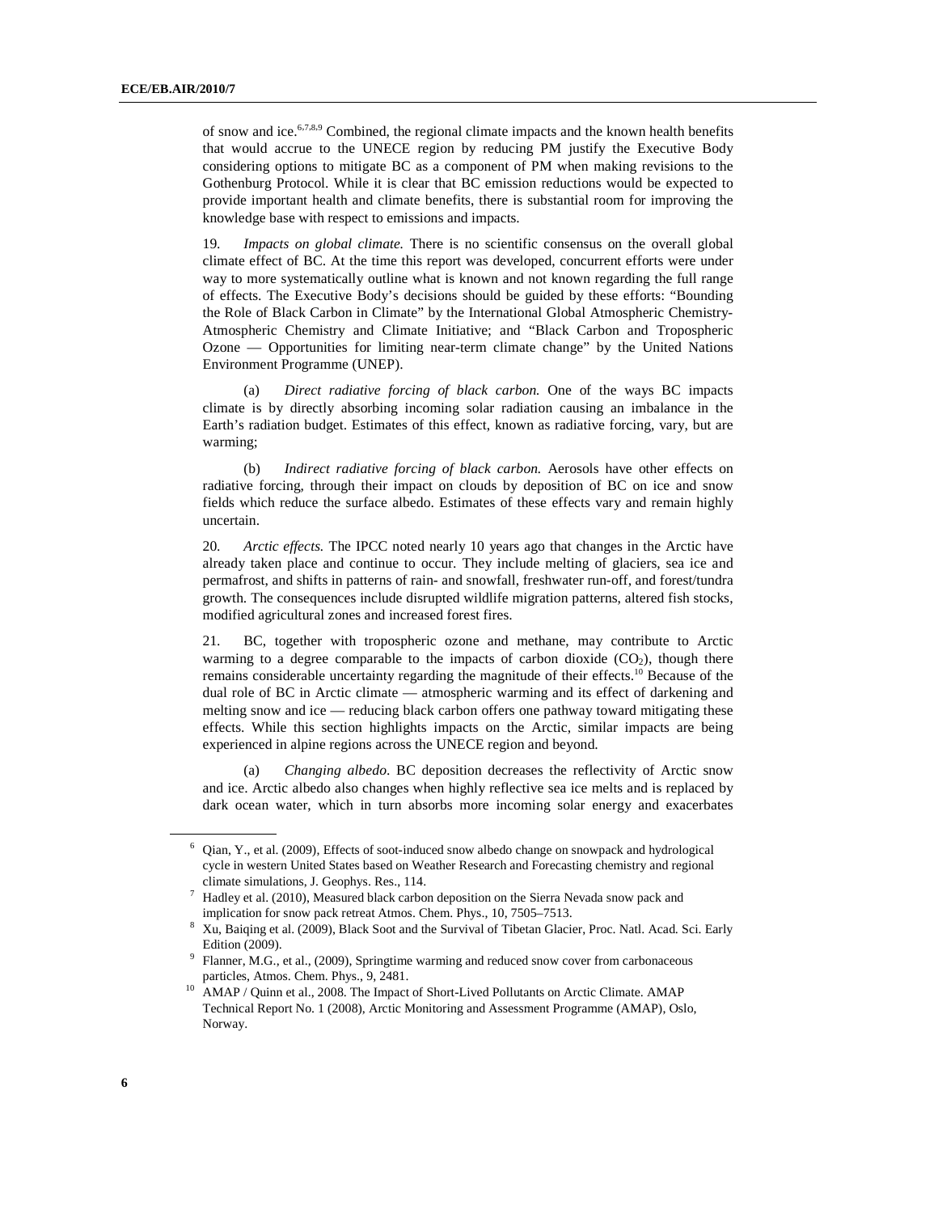of snow and ice.[6,7,8,9] Combined, the regional climate impacts and the known health benefits that would accrue to the UNECE region by reducing PM justify the Executive Body considering options to mitigate BC as a component of PM when making revisions to the Gothenburg Protocol. While it is clear that BC emission reductions would be expected to provide important health and climate benefits, there is substantial room for improving the knowledge base with respect to emissions and impacts.

19. *Impacts on global climate.* There is no scientific consensus on the overall global climate effect of BC. At the time this report was developed, concurrent efforts were under way to more systematically outline what is known and not known regarding the full range of effects. The Executive Body's decisions should be guided by these efforts: "Bounding the Role of Black Carbon in Climate" by the International Global Atmospheric Chemistry-Atmospheric Chemistry and Climate Initiative; and "Black Carbon and Tropospheric Ozone — Opportunities for limiting near-term climate change" by the United Nations Environment Programme (UNEP).

(a) *Direct radiative forcing of black carbon.* One of the ways BC impacts climate is by directly absorbing incoming solar radiation causing an imbalance in the Earth's radiation budget. Estimates of this effect, known as radiative forcing, vary, but are warming;

(b) *Indirect radiative forcing of black carbon.* Aerosols have other effects on radiative forcing, through their impact on clouds by deposition of BC on ice and snow fields which reduce the surface albedo. Estimates of these effects vary and remain highly uncertain.

20. *Arctic effects.* The IPCC noted nearly 10 years ago that changes in the Arctic have already taken place and continue to occur. They include melting of glaciers, sea ice and permafrost, and shifts in patterns of rain- and snowfall, freshwater run-off, and forest/tundra growth. The consequences include disrupted wildlife migration patterns, altered fish stocks, modified agricultural zones and increased forest fires.

21. BC, together with tropospheric ozone and methane, may contribute to Arctic warming to a degree comparable to the impacts of carbon dioxide ($CO_2$), though there remains considerable uncertainty regarding the magnitude of their effects.[10] Because of the dual role of BC in Arctic climate — atmospheric warming and its effect of darkening and melting snow and ice — reducing black carbon offers one pathway toward mitigating these effects. While this section highlights impacts on the Arctic, similar impacts are being experienced in alpine regions across the UNECE region and beyond.

(a) *Changing albedo.* BC deposition decreases the reflectivity of Arctic snow and ice. Arctic albedo also changes when highly reflective sea ice melts and is replaced by dark ocean water, which in turn absorbs more incoming solar energy and exacerbates

---

[6] Qian, Y., et al. (2009), Effects of soot-induced snow albedo change on snowpack and hydrological cycle in western United States based on Weather Research and Forecasting chemistry and regional climate simulations, J. Geophys. Res., 114.

[7] Hadley et al. (2010), Measured black carbon deposition on the Sierra Nevada snow pack and implication for snow pack retreat Atmos. Chem. Phys., 10, 7505–7513.

[8] Xu, Baiqing et al. (2009), Black Soot and the Survival of Tibetan Glacier, Proc. Natl. Acad. Sci. Early Edition (2009).

[9] Flanner, M.G., et al., (2009), Springtime warming and reduced snow cover from carbonaceous particles, Atmos. Chem. Phys., 9, 2481.

[10] AMAP / Quinn et al., 2008. The Impact of Short-Lived Pollutants on Arctic Climate. AMAP Technical Report No. 1 (2008), Arctic Monitoring and Assessment Programme (AMAP), Oslo, Norway.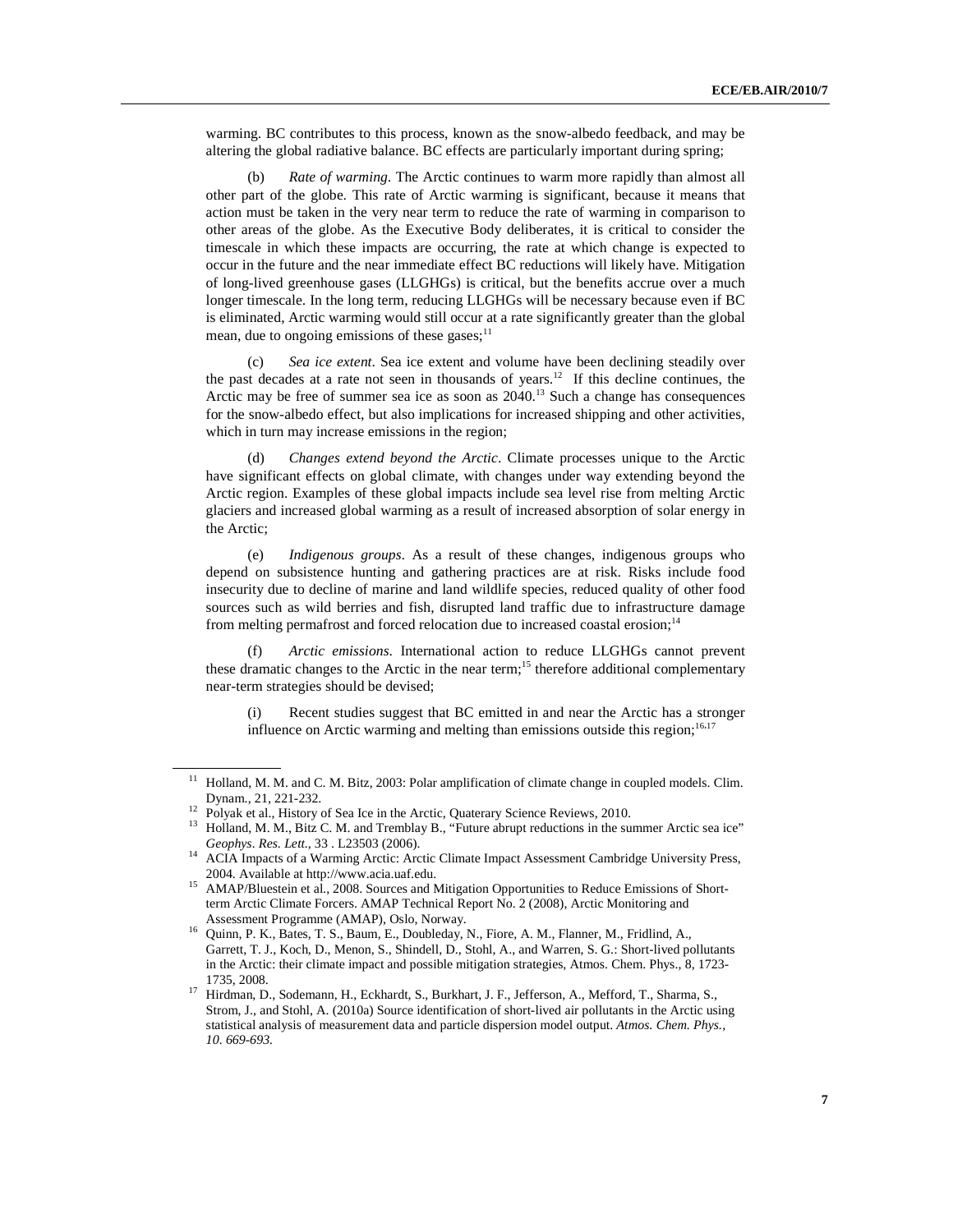warming. BC contributes to this process, known as the snow-albedo feedback, and may be altering the global radiative balance. BC effects are particularly important during spring;

(b) *Rate of warming*. The Arctic continues to warm more rapidly than almost all other part of the globe. This rate of Arctic warming is significant, because it means that action must be taken in the very near term to reduce the rate of warming in comparison to other areas of the globe. As the Executive Body deliberates, it is critical to consider the timescale in which these impacts are occurring, the rate at which change is expected to occur in the future and the near immediate effect BC reductions will likely have. Mitigation of long-lived greenhouse gases (LLGHGs) is critical, but the benefits accrue over a much longer timescale. In the long term, reducing LLGHGs will be necessary because even if BC is eliminated, Arctic warming would still occur at a rate significantly greater than the global mean, due to ongoing emissions of these gases;[11]

(c) *Sea ice extent*. Sea ice extent and volume have been declining steadily over the past decades at a rate not seen in thousands of years.[12] If this decline continues, the Arctic may be free of summer sea ice as soon as 2040.[13] Such a change has consequences for the snow-albedo effect, but also implications for increased shipping and other activities, which in turn may increase emissions in the region;

(d) *Changes extend beyond the Arctic*. Climate processes unique to the Arctic have significant effects on global climate, with changes under way extending beyond the Arctic region. Examples of these global impacts include sea level rise from melting Arctic glaciers and increased global warming as a result of increased absorption of solar energy in the Arctic;

(e) *Indigenous groups*. As a result of these changes, indigenous groups who depend on subsistence hunting and gathering practices are at risk. Risks include food insecurity due to decline of marine and land wildlife species, reduced quality of other food sources such as wild berries and fish, disrupted land traffic due to infrastructure damage from melting permafrost and forced relocation due to increased coastal erosion;[14]

(f) *Arctic emissions*. International action to reduce LLGHGs cannot prevent these dramatic changes to the Arctic in the near term;[15] therefore additional complementary near-term strategies should be devised;

(i) Recent studies suggest that BC emitted in and near the Arctic has a stronger influence on Arctic warming and melting than emissions outside this region;[16,17]

---

[11] Holland, M. M. and C. M. Bitz, 2003: Polar amplification of climate change in coupled models. Clim. Dynam., 21, 221-232.

[12] Polyak et al., History of Sea Ice in the Arctic, Quaterary Science Reviews, 2010.

[13] Holland, M. M., Bitz C. M. and Tremblay B., "Future abrupt reductions in the summer Arctic sea ice" *Geophys. Res. Lett.*, 33 . L23503 (2006).

[14] ACIA Impacts of a Warming Arctic: Arctic Climate Impact Assessment Cambridge University Press, 2004. Available at http://www.acia.uaf.edu.

[15] AMAP/Bluestein et al., 2008. Sources and Mitigation Opportunities to Reduce Emissions of Short-term Arctic Climate Forcers. AMAP Technical Report No. 2 (2008), Arctic Monitoring and Assessment Programme (AMAP), Oslo, Norway.

[16] Quinn, P. K., Bates, T. S., Baum, E., Doubleday, N., Fiore, A. M., Flanner, M., Fridlind, A., Garrett, T. J., Koch, D., Menon, S., Shindell, D., Stohl, A., and Warren, S. G.: Short-lived pollutants in the Arctic: their climate impact and possible mitigation strategies, Atmos. Chem. Phys., 8, 1723-1735, 2008.

[17] Hirdman, D., Sodemann, H., Eckhardt, S., Burkhart, J. F., Jefferson, A., Mefford, T., Sharma, S., Strom, J., and Stohl, A. (2010a) Source identification of short-lived air pollutants in the Arctic using statistical analysis of measurement data and particle dispersion model output. *Atmos. Chem. Phys., 10. 669-693.*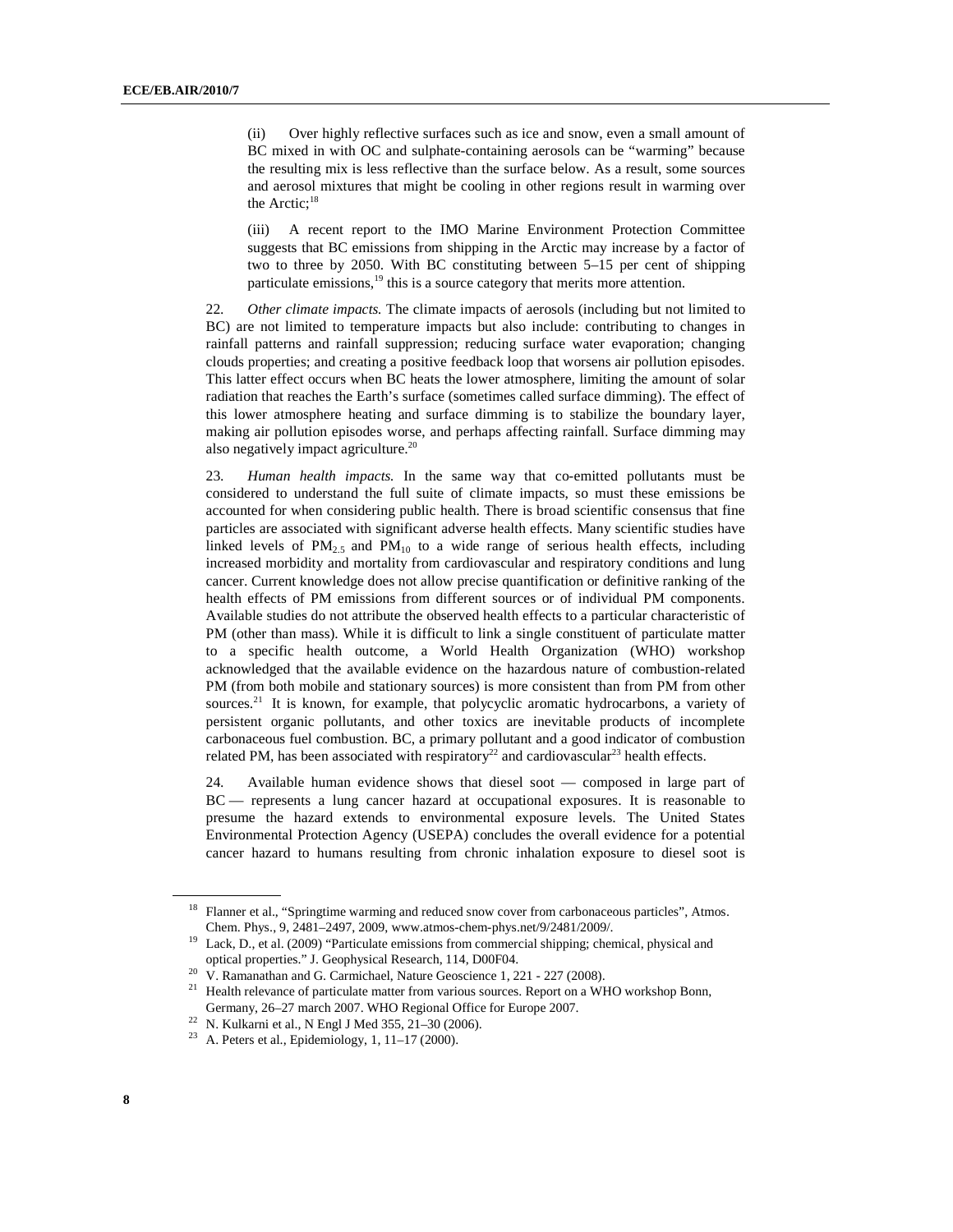(ii) Over highly reflective surfaces such as ice and snow, even a small amount of BC mixed in with OC and sulphate-containing aerosols can be "warming" because the resulting mix is less reflective than the surface below. As a result, some sources and aerosol mixtures that might be cooling in other regions result in warming over the Arctic;[18]

(iii) A recent report to the IMO Marine Environment Protection Committee suggests that BC emissions from shipping in the Arctic may increase by a factor of two to three by 2050. With BC constituting between 5–15 per cent of shipping particulate emissions,[19] this is a source category that merits more attention.

22. *Other climate impacts.* The climate impacts of aerosols (including but not limited to BC) are not limited to temperature impacts but also include: contributing to changes in rainfall patterns and rainfall suppression; reducing surface water evaporation; changing clouds properties; and creating a positive feedback loop that worsens air pollution episodes. This latter effect occurs when BC heats the lower atmosphere, limiting the amount of solar radiation that reaches the Earth's surface (sometimes called surface dimming). The effect of this lower atmosphere heating and surface dimming is to stabilize the boundary layer, making air pollution episodes worse, and perhaps affecting rainfall. Surface dimming may also negatively impact agriculture.[20]

23. *Human health impacts.* In the same way that co-emitted pollutants must be considered to understand the full suite of climate impacts, so must these emissions be accounted for when considering public health. There is broad scientific consensus that fine particles are associated with significant adverse health effects. Many scientific studies have linked levels of $PM_{2.5}$ and $PM_{10}$ to a wide range of serious health effects, including increased morbidity and mortality from cardiovascular and respiratory conditions and lung cancer. Current knowledge does not allow precise quantification or definitive ranking of the health effects of PM emissions from different sources or of individual PM components. Available studies do not attribute the observed health effects to a particular characteristic of PM (other than mass). While it is difficult to link a single constituent of particulate matter to a specific health outcome, a World Health Organization (WHO) workshop acknowledged that the available evidence on the hazardous nature of combustion-related PM (from both mobile and stationary sources) is more consistent than from PM from other sources.[21] It is known, for example, that polycyclic aromatic hydrocarbons, a variety of persistent organic pollutants, and other toxics are inevitable products of incomplete carbonaceous fuel combustion. BC, a primary pollutant and a good indicator of combustion related PM, has been associated with respiratory[22] and cardiovascular[23] health effects.

24. Available human evidence shows that diesel soot — composed in large part of BC — represents a lung cancer hazard at occupational exposures. It is reasonable to presume the hazard extends to environmental exposure levels. The United States Environmental Protection Agency (USEPA) concludes the overall evidence for a potential cancer hazard to humans resulting from chronic inhalation exposure to diesel soot is

---

[18] Flanner et al., "Springtime warming and reduced snow cover from carbonaceous particles", Atmos. Chem. Phys., 9, 2481–2497, 2009, www.atmos-chem-phys.net/9/2481/2009/.

[19] Lack, D., et al. (2009) "Particulate emissions from commercial shipping; chemical, physical and optical properties." J. Geophysical Research, 114, D00F04.

[20] V. Ramanathan and G. Carmichael, Nature Geoscience 1, 221 - 227 (2008).

[21] Health relevance of particulate matter from various sources. Report on a WHO workshop Bonn, Germany, 26–27 march 2007. WHO Regional Office for Europe 2007.

[22] N. Kulkarni et al., N Engl J Med 355, 21–30 (2006).

[23] A. Peters et al., Epidemiology, 1, 11–17 (2000).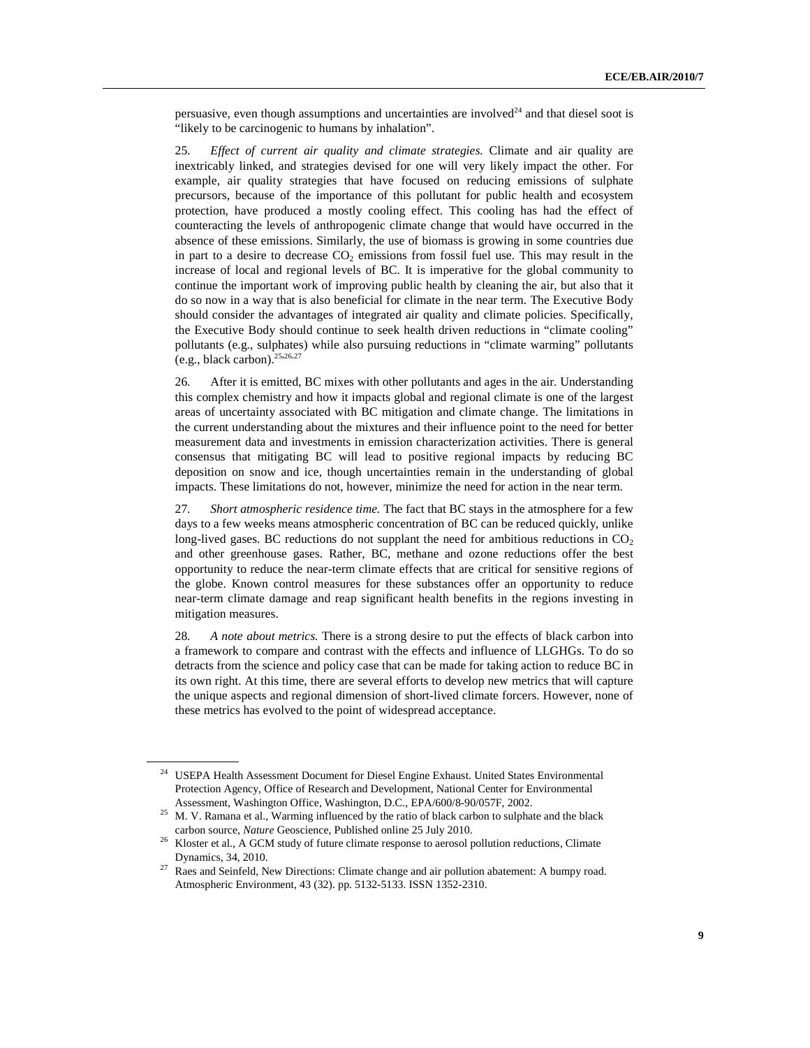persuasive, even though assumptions and uncertainties are involved[24] and that diesel soot is "likely to be carcinogenic to humans by inhalation".

25. *Effect of current air quality and climate strategies.* Climate and air quality are inextricably linked, and strategies devised for one will very likely impact the other. For example, air quality strategies that have focused on reducing emissions of sulphate precursors, because of the importance of this pollutant for public health and ecosystem protection, have produced a mostly cooling effect. This cooling has had the effect of counteracting the levels of anthropogenic climate change that would have occurred in the absence of these emissions. Similarly, the use of biomass is growing in some countries due in part to a desire to decrease $CO_2$ emissions from fossil fuel use. This may result in the increase of local and regional levels of BC. It is imperative for the global community to continue the important work of improving public health by cleaning the air, but also that it do so now in a way that is also beneficial for climate in the near term. The Executive Body should consider the advantages of integrated air quality and climate policies. Specifically, the Executive Body should continue to seek health driven reductions in "climate cooling" pollutants (e.g., sulphates) while also pursuing reductions in "climate warming" pollutants (e.g., black carbon).[25,26,27]

26. After it is emitted, BC mixes with other pollutants and ages in the air. Understanding this complex chemistry and how it impacts global and regional climate is one of the largest areas of uncertainty associated with BC mitigation and climate change. The limitations in the current understanding about the mixtures and their influence point to the need for better measurement data and investments in emission characterization activities. There is general consensus that mitigating BC will lead to positive regional impacts by reducing BC deposition on snow and ice, though uncertainties remain in the understanding of global impacts. These limitations do not, however, minimize the need for action in the near term.

27. *Short atmospheric residence time.* The fact that BC stays in the atmosphere for a few days to a few weeks means atmospheric concentration of BC can be reduced quickly, unlike long-lived gases. BC reductions do not supplant the need for ambitious reductions in $CO_2$ and other greenhouse gases. Rather, BC, methane and ozone reductions offer the best opportunity to reduce the near-term climate effects that are critical for sensitive regions of the globe. Known control measures for these substances offer an opportunity to reduce near-term climate damage and reap significant health benefits in the regions investing in mitigation measures.

28. *A note about metrics.* There is a strong desire to put the effects of black carbon into a framework to compare and contrast with the effects and influence of LLGHGs. To do so detracts from the science and policy case that can be made for taking action to reduce BC in its own right. At this time, there are several efforts to develop new metrics that will capture the unique aspects and regional dimension of short-lived climate forcers. However, none of these metrics has evolved to the point of widespread acceptance.

---

[24] USEPA Health Assessment Document for Diesel Engine Exhaust. United States Environmental Protection Agency, Office of Research and Development, National Center for Environmental Assessment, Washington Office, Washington, D.C., EPA/600/8-90/057F, 2002.

[25] M. V. Ramana et al., Warming influenced by the ratio of black carbon to sulphate and the black carbon source, *Nature* Geoscience, Published online 25 July 2010.

[26] Kloster et al., A GCM study of future climate response to aerosol pollution reductions, Climate Dynamics, 34, 2010.

[27] Raes and Seinfeld, New Directions: Climate change and air pollution abatement: A bumpy road. Atmospheric Environment, 43 (32). pp. 5132-5133. ISSN 1352-2310.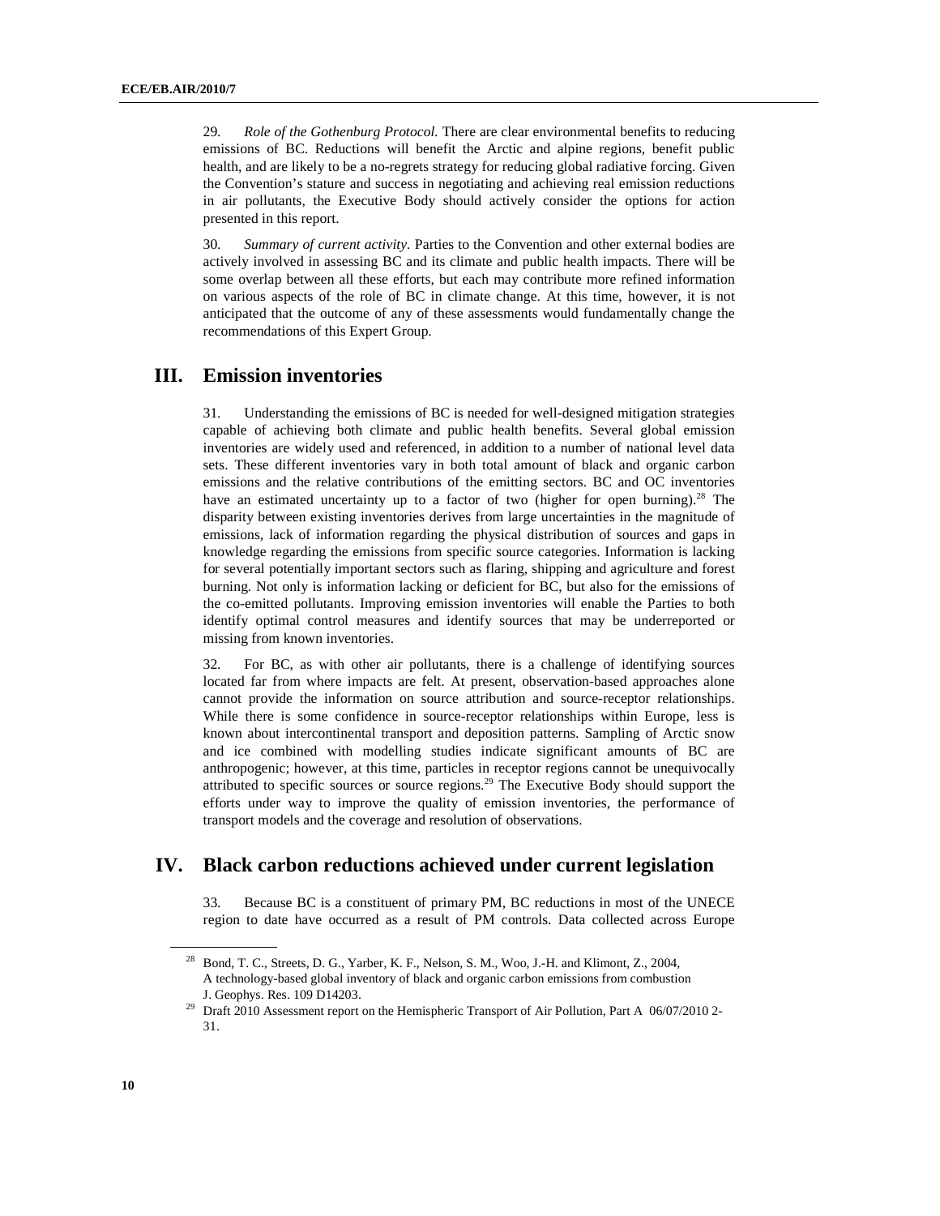29. *Role of the Gothenburg Protocol.* There are clear environmental benefits to reducing emissions of BC. Reductions will benefit the Arctic and alpine regions, benefit public health, and are likely to be a no-regrets strategy for reducing global radiative forcing. Given the Convention's stature and success in negotiating and achieving real emission reductions in air pollutants, the Executive Body should actively consider the options for action presented in this report.

30. *Summary of current activity.* Parties to the Convention and other external bodies are actively involved in assessing BC and its climate and public health impacts. There will be some overlap between all these efforts, but each may contribute more refined information on various aspects of the role of BC in climate change. At this time, however, it is not anticipated that the outcome of any of these assessments would fundamentally change the recommendations of this Expert Group.

## III. Emission inventories

31. Understanding the emissions of BC is needed for well-designed mitigation strategies capable of achieving both climate and public health benefits. Several global emission inventories are widely used and referenced, in addition to a number of national level data sets. These different inventories vary in both total amount of black and organic carbon emissions and the relative contributions of the emitting sectors. BC and OC inventories have an estimated uncertainty up to a factor of two (higher for open burning).[28] The disparity between existing inventories derives from large uncertainties in the magnitude of emissions, lack of information regarding the physical distribution of sources and gaps in knowledge regarding the emissions from specific source categories. Information is lacking for several potentially important sectors such as flaring, shipping and agriculture and forest burning. Not only is information lacking or deficient for BC, but also for the emissions of the co-emitted pollutants. Improving emission inventories will enable the Parties to both identify optimal control measures and identify sources that may be underreported or missing from known inventories.

32. For BC, as with other air pollutants, there is a challenge of identifying sources located far from where impacts are felt. At present, observation-based approaches alone cannot provide the information on source attribution and source-receptor relationships. While there is some confidence in source-receptor relationships within Europe, less is known about intercontinental transport and deposition patterns. Sampling of Arctic snow and ice combined with modelling studies indicate significant amounts of BC are anthropogenic; however, at this time, particles in receptor regions cannot be unequivocally attributed to specific sources or source regions.[29] The Executive Body should support the efforts under way to improve the quality of emission inventories, the performance of transport models and the coverage and resolution of observations.

## IV. Black carbon reductions achieved under current legislation

33. Because BC is a constituent of primary PM, BC reductions in most of the UNECE region to date have occurred as a result of PM controls. Data collected across Europe

---

[28] Bond, T. C., Streets, D. G., Yarber, K. F., Nelson, S. M., Woo, J.-H. and Klimont, Z., 2004, A technology-based global inventory of black and organic carbon emissions from combustion J. Geophys. Res. 109 D14203.

[29] Draft 2010 Assessment report on the Hemispheric Transport of Air Pollution, Part A 06/07/2010 2-31.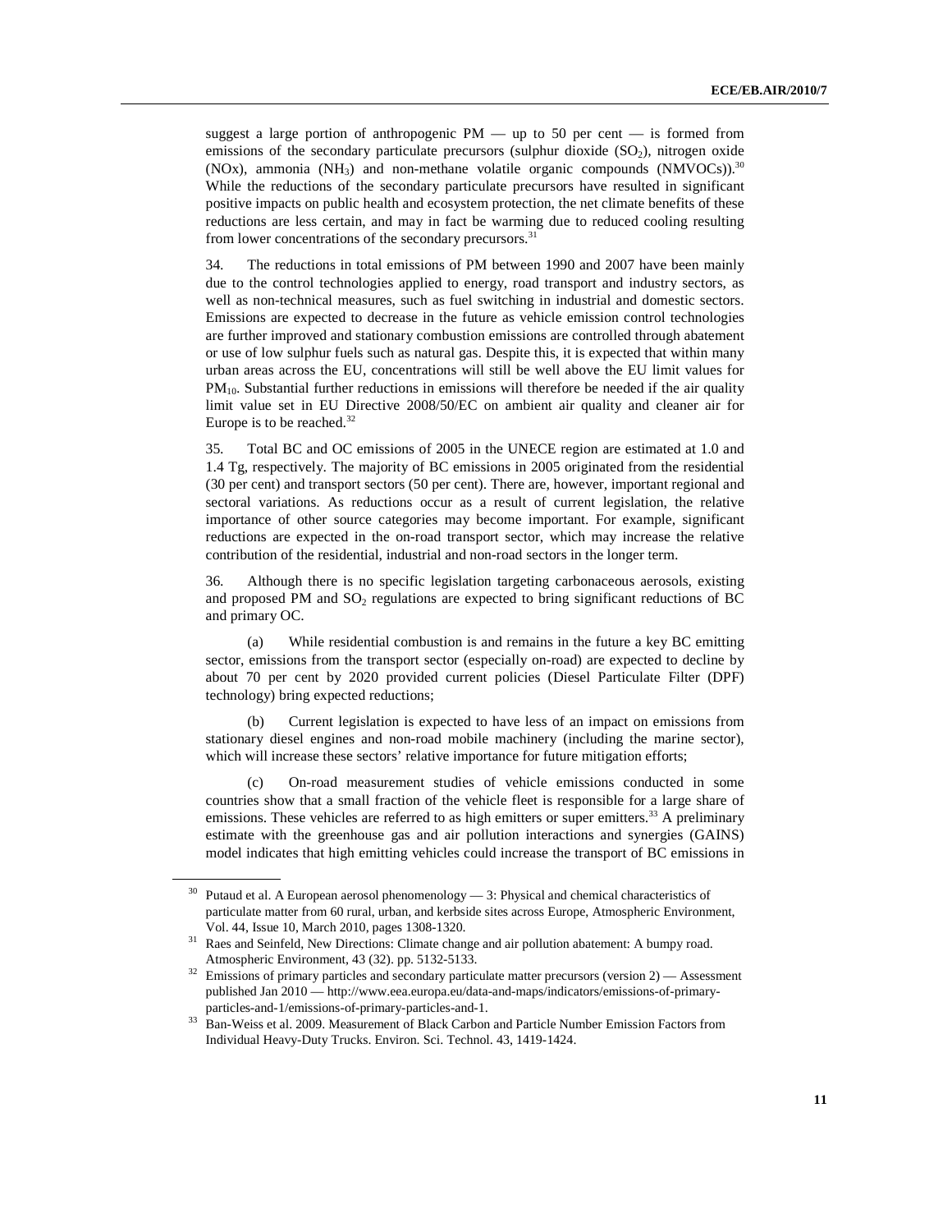suggest a large portion of anthropogenic PM — up to 50 per cent — is formed from emissions of the secondary particulate precursors (sulphur dioxide ($SO_2$), nitrogen oxide (NOx), ammonia ($NH_3$) and non-methane volatile organic compounds (NMVOCs)).[30] While the reductions of the secondary particulate precursors have resulted in significant positive impacts on public health and ecosystem protection, the net climate benefits of these reductions are less certain, and may in fact be warming due to reduced cooling resulting from lower concentrations of the secondary precursors.[31]

34. The reductions in total emissions of PM between 1990 and 2007 have been mainly due to the control technologies applied to energy, road transport and industry sectors, as well as non-technical measures, such as fuel switching in industrial and domestic sectors. Emissions are expected to decrease in the future as vehicle emission control technologies are further improved and stationary combustion emissions are controlled through abatement or use of low sulphur fuels such as natural gas. Despite this, it is expected that within many urban areas across the EU, concentrations will still be well above the EU limit values for $PM_{10}$. Substantial further reductions in emissions will therefore be needed if the air quality limit value set in EU Directive 2008/50/EC on ambient air quality and cleaner air for Europe is to be reached.[32]

35. Total BC and OC emissions of 2005 in the UNECE region are estimated at 1.0 and 1.4 Tg, respectively. The majority of BC emissions in 2005 originated from the residential (30 per cent) and transport sectors (50 per cent). There are, however, important regional and sectoral variations. As reductions occur as a result of current legislation, the relative importance of other source categories may become important. For example, significant reductions are expected in the on-road transport sector, which may increase the relative contribution of the residential, industrial and non-road sectors in the longer term.

36. Although there is no specific legislation targeting carbonaceous aerosols, existing and proposed PM and $SO_2$ regulations are expected to bring significant reductions of BC and primary OC.

(a) While residential combustion is and remains in the future a key BC emitting sector, emissions from the transport sector (especially on-road) are expected to decline by about 70 per cent by 2020 provided current policies (Diesel Particulate Filter (DPF) technology) bring expected reductions;

(b) Current legislation is expected to have less of an impact on emissions from stationary diesel engines and non-road mobile machinery (including the marine sector), which will increase these sectors' relative importance for future mitigation efforts;

(c) On-road measurement studies of vehicle emissions conducted in some countries show that a small fraction of the vehicle fleet is responsible for a large share of emissions. These vehicles are referred to as high emitters or super emitters.[33] A preliminary estimate with the greenhouse gas and air pollution interactions and synergies (GAINS) model indicates that high emitting vehicles could increase the transport of BC emissions in

---

[30] Putaud et al. A European aerosol phenomenology — 3: Physical and chemical characteristics of particulate matter from 60 rural, urban, and kerbside sites across Europe, Atmospheric Environment, Vol. 44, Issue 10, March 2010, pages 1308-1320.

[31] Raes and Seinfeld, New Directions: Climate change and air pollution abatement: A bumpy road. Atmospheric Environment, 43 (32). pp. 5132-5133.

[32] Emissions of primary particles and secondary particulate matter precursors (version 2) — Assessment published Jan 2010 — http://www.eea.europa.eu/data-and-maps/indicators/emissions-of-primary-particles-and-1/emissions-of-primary-particles-and-1.

[33] Ban-Weiss et al. 2009. Measurement of Black Carbon and Particle Number Emission Factors from Individual Heavy-Duty Trucks. Environ. Sci. Technol. 43, 1419-1424.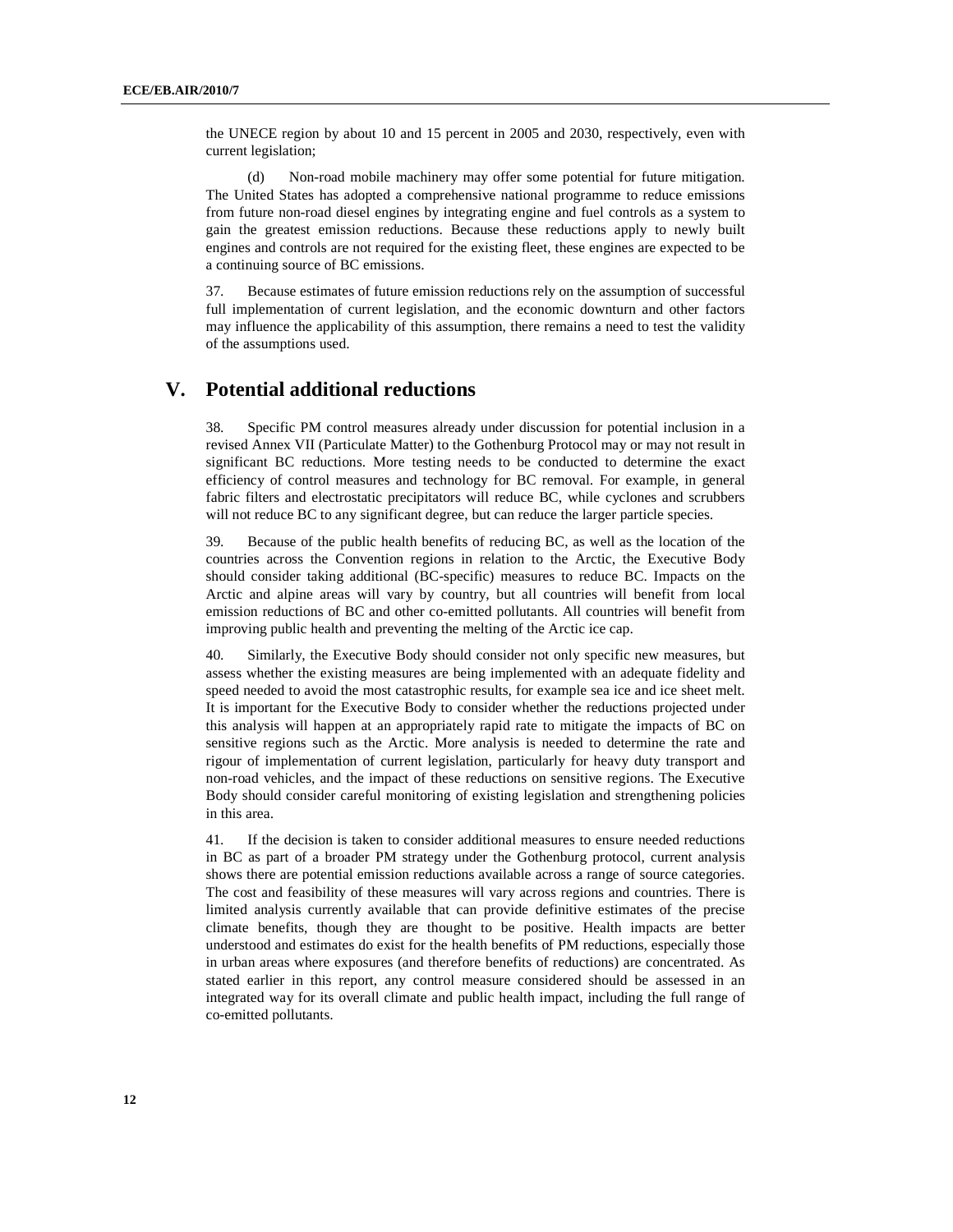the UNECE region by about 10 and 15 percent in 2005 and 2030, respectively, even with current legislation;

(d) Non-road mobile machinery may offer some potential for future mitigation. The United States has adopted a comprehensive national programme to reduce emissions from future non-road diesel engines by integrating engine and fuel controls as a system to gain the greatest emission reductions. Because these reductions apply to newly built engines and controls are not required for the existing fleet, these engines are expected to be a continuing source of BC emissions.

37. Because estimates of future emission reductions rely on the assumption of successful full implementation of current legislation, and the economic downturn and other factors may influence the applicability of this assumption, there remains a need to test the validity of the assumptions used.

# V. Potential additional reductions

38. Specific PM control measures already under discussion for potential inclusion in a revised Annex VII (Particulate Matter) to the Gothenburg Protocol may or may not result in significant BC reductions. More testing needs to be conducted to determine the exact efficiency of control measures and technology for BC removal. For example, in general fabric filters and electrostatic precipitators will reduce BC, while cyclones and scrubbers will not reduce BC to any significant degree, but can reduce the larger particle species.

39. Because of the public health benefits of reducing BC, as well as the location of the countries across the Convention regions in relation to the Arctic, the Executive Body should consider taking additional (BC-specific) measures to reduce BC. Impacts on the Arctic and alpine areas will vary by country, but all countries will benefit from local emission reductions of BC and other co-emitted pollutants. All countries will benefit from improving public health and preventing the melting of the Arctic ice cap.

40. Similarly, the Executive Body should consider not only specific new measures, but assess whether the existing measures are being implemented with an adequate fidelity and speed needed to avoid the most catastrophic results, for example sea ice and ice sheet melt. It is important for the Executive Body to consider whether the reductions projected under this analysis will happen at an appropriately rapid rate to mitigate the impacts of BC on sensitive regions such as the Arctic. More analysis is needed to determine the rate and rigour of implementation of current legislation, particularly for heavy duty transport and non-road vehicles, and the impact of these reductions on sensitive regions. The Executive Body should consider careful monitoring of existing legislation and strengthening policies in this area.

41. If the decision is taken to consider additional measures to ensure needed reductions in BC as part of a broader PM strategy under the Gothenburg protocol, current analysis shows there are potential emission reductions available across a range of source categories. The cost and feasibility of these measures will vary across regions and countries. There is limited analysis currently available that can provide definitive estimates of the precise climate benefits, though they are thought to be positive. Health impacts are better understood and estimates do exist for the health benefits of PM reductions, especially those in urban areas where exposures (and therefore benefits of reductions) are concentrated. As stated earlier in this report, any control measure considered should be assessed in an integrated way for its overall climate and public health impact, including the full range of co-emitted pollutants.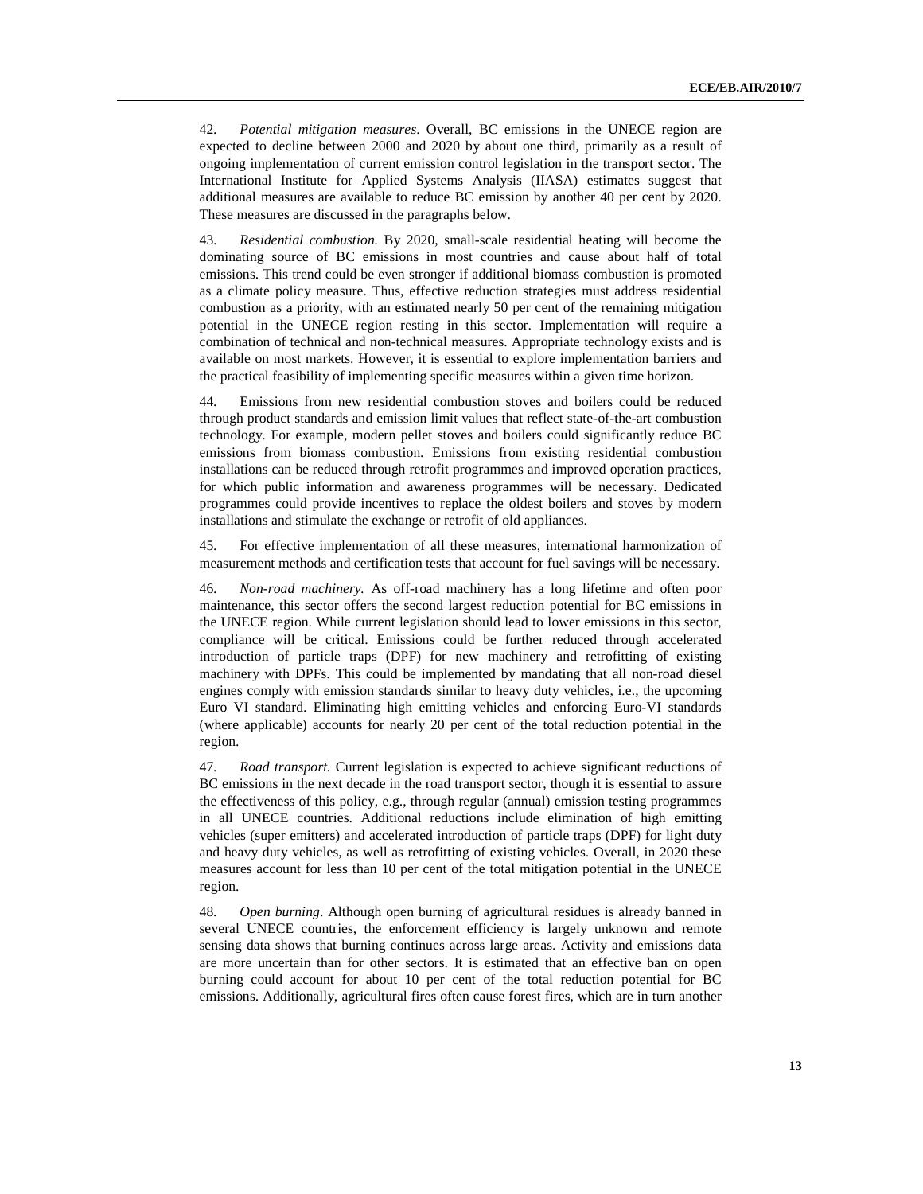42. *Potential mitigation measures*. Overall, BC emissions in the UNECE region are expected to decline between 2000 and 2020 by about one third, primarily as a result of ongoing implementation of current emission control legislation in the transport sector. The International Institute for Applied Systems Analysis (IIASA) estimates suggest that additional measures are available to reduce BC emission by another 40 per cent by 2020. These measures are discussed in the paragraphs below.

43. *Residential combustion.* By 2020, small-scale residential heating will become the dominating source of BC emissions in most countries and cause about half of total emissions. This trend could be even stronger if additional biomass combustion is promoted as a climate policy measure. Thus, effective reduction strategies must address residential combustion as a priority, with an estimated nearly 50 per cent of the remaining mitigation potential in the UNECE region resting in this sector. Implementation will require a combination of technical and non-technical measures. Appropriate technology exists and is available on most markets. However, it is essential to explore implementation barriers and the practical feasibility of implementing specific measures within a given time horizon.

44. Emissions from new residential combustion stoves and boilers could be reduced through product standards and emission limit values that reflect state-of-the-art combustion technology. For example, modern pellet stoves and boilers could significantly reduce BC emissions from biomass combustion. Emissions from existing residential combustion installations can be reduced through retrofit programmes and improved operation practices, for which public information and awareness programmes will be necessary. Dedicated programmes could provide incentives to replace the oldest boilers and stoves by modern installations and stimulate the exchange or retrofit of old appliances.

45. For effective implementation of all these measures, international harmonization of measurement methods and certification tests that account for fuel savings will be necessary.

46. *Non-road machinery.* As off-road machinery has a long lifetime and often poor maintenance, this sector offers the second largest reduction potential for BC emissions in the UNECE region. While current legislation should lead to lower emissions in this sector, compliance will be critical. Emissions could be further reduced through accelerated introduction of particle traps (DPF) for new machinery and retrofitting of existing machinery with DPFs. This could be implemented by mandating that all non-road diesel engines comply with emission standards similar to heavy duty vehicles, i.e., the upcoming Euro VI standard. Eliminating high emitting vehicles and enforcing Euro-VI standards (where applicable) accounts for nearly 20 per cent of the total reduction potential in the region.

47. *Road transport.* Current legislation is expected to achieve significant reductions of BC emissions in the next decade in the road transport sector, though it is essential to assure the effectiveness of this policy, e.g., through regular (annual) emission testing programmes in all UNECE countries. Additional reductions include elimination of high emitting vehicles (super emitters) and accelerated introduction of particle traps (DPF) for light duty and heavy duty vehicles, as well as retrofitting of existing vehicles. Overall, in 2020 these measures account for less than 10 per cent of the total mitigation potential in the UNECE region.

48. *Open burning*. Although open burning of agricultural residues is already banned in several UNECE countries, the enforcement efficiency is largely unknown and remote sensing data shows that burning continues across large areas. Activity and emissions data are more uncertain than for other sectors. It is estimated that an effective ban on open burning could account for about 10 per cent of the total reduction potential for BC emissions. Additionally, agricultural fires often cause forest fires, which are in turn another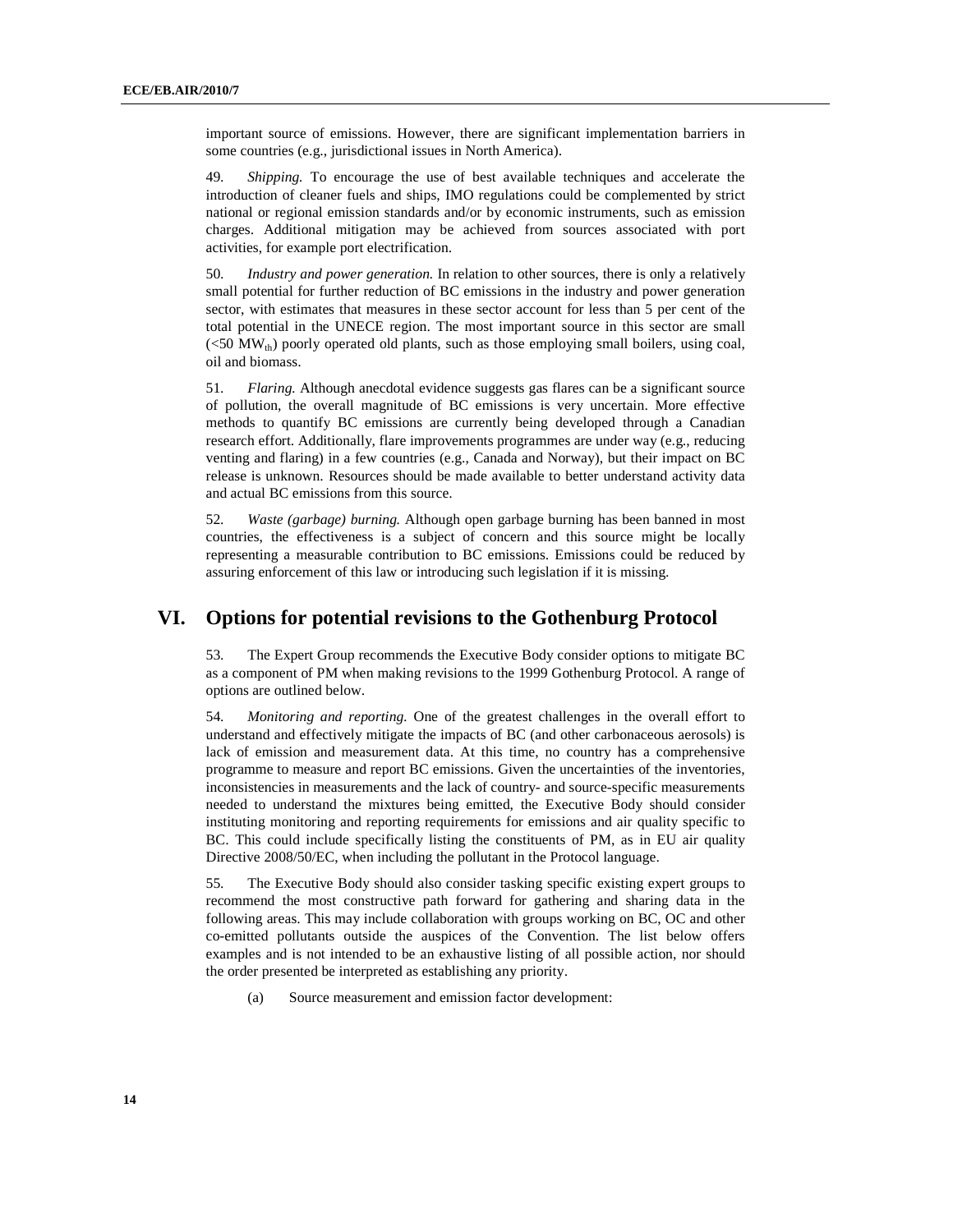important source of emissions. However, there are significant implementation barriers in some countries (e.g., jurisdictional issues in North America).

49. *Shipping.* To encourage the use of best available techniques and accelerate the introduction of cleaner fuels and ships, IMO regulations could be complemented by strict national or regional emission standards and/or by economic instruments, such as emission charges. Additional mitigation may be achieved from sources associated with port activities, for example port electrification.

50. *Industry and power generation.* In relation to other sources, there is only a relatively small potential for further reduction of BC emissions in the industry and power generation sector, with estimates that measures in these sector account for less than 5 per cent of the total potential in the UNECE region. The most important source in this sector are small (<50 $MW_{th}$) poorly operated old plants, such as those employing small boilers, using coal, oil and biomass.

51. *Flaring.* Although anecdotal evidence suggests gas flares can be a significant source of pollution, the overall magnitude of BC emissions is very uncertain. More effective methods to quantify BC emissions are currently being developed through a Canadian research effort. Additionally, flare improvements programmes are under way (e.g., reducing venting and flaring) in a few countries (e.g., Canada and Norway), but their impact on BC release is unknown. Resources should be made available to better understand activity data and actual BC emissions from this source.

52. *Waste (garbage) burning.* Although open garbage burning has been banned in most countries, the effectiveness is a subject of concern and this source might be locally representing a measurable contribution to BC emissions. Emissions could be reduced by assuring enforcement of this law or introducing such legislation if it is missing.

## VI. Options for potential revisions to the Gothenburg Protocol

53. The Expert Group recommends the Executive Body consider options to mitigate BC as a component of PM when making revisions to the 1999 Gothenburg Protocol. A range of options are outlined below.

54. *Monitoring and reporting.* One of the greatest challenges in the overall effort to understand and effectively mitigate the impacts of BC (and other carbonaceous aerosols) is lack of emission and measurement data. At this time, no country has a comprehensive programme to measure and report BC emissions. Given the uncertainties of the inventories, inconsistencies in measurements and the lack of country- and source-specific measurements needed to understand the mixtures being emitted, the Executive Body should consider instituting monitoring and reporting requirements for emissions and air quality specific to BC. This could include specifically listing the constituents of PM, as in EU air quality Directive 2008/50/EC, when including the pollutant in the Protocol language.

55. The Executive Body should also consider tasking specific existing expert groups to recommend the most constructive path forward for gathering and sharing data in the following areas. This may include collaboration with groups working on BC, OC and other co-emitted pollutants outside the auspices of the Convention. The list below offers examples and is not intended to be an exhaustive listing of all possible action, nor should the order presented be interpreted as establishing any priority.

(a) Source measurement and emission factor development: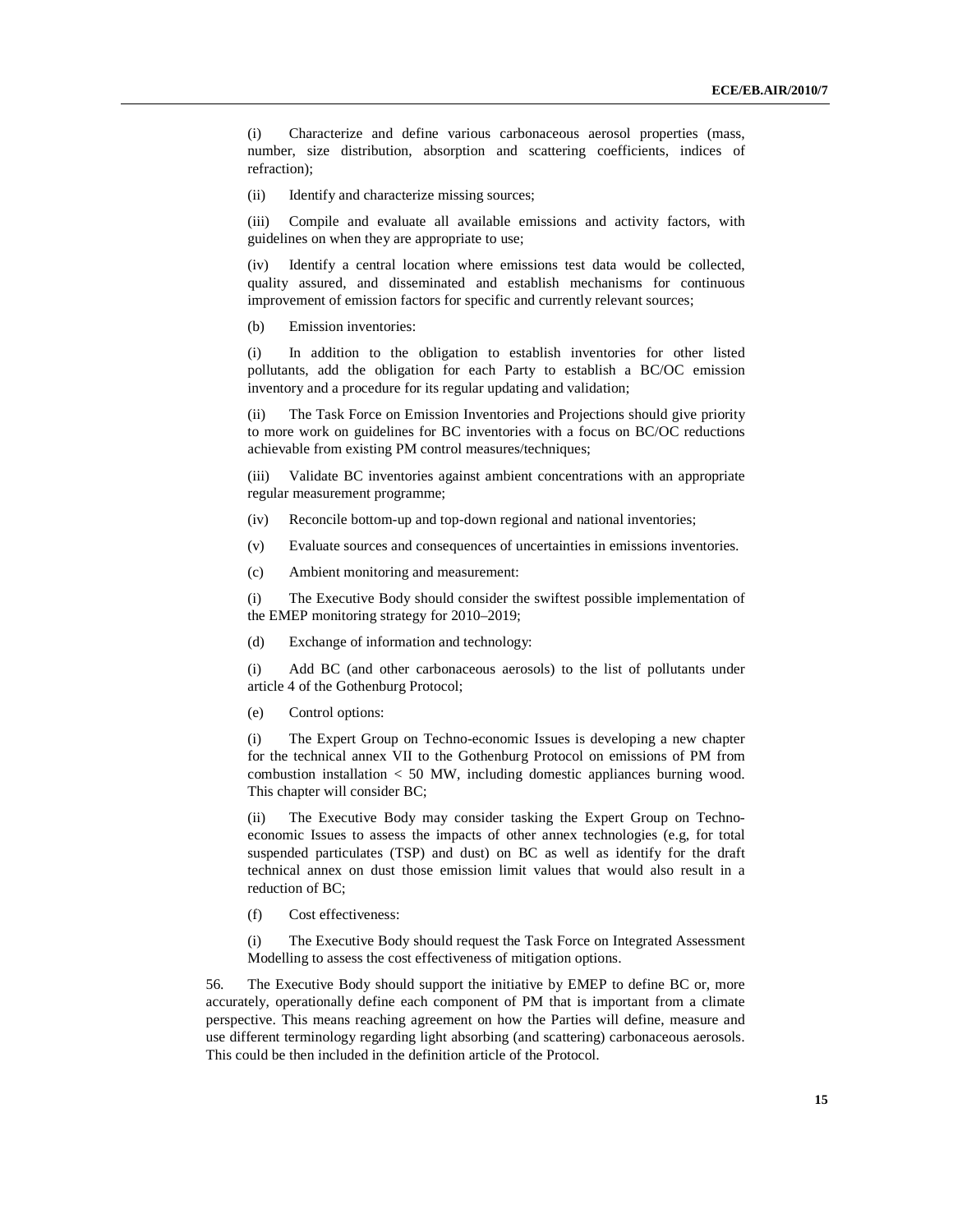(i) Characterize and define various carbonaceous aerosol properties (mass, number, size distribution, absorption and scattering coefficients, indices of refraction);

(ii) Identify and characterize missing sources;

(iii) Compile and evaluate all available emissions and activity factors, with guidelines on when they are appropriate to use;

(iv) Identify a central location where emissions test data would be collected, quality assured, and disseminated and establish mechanisms for continuous improvement of emission factors for specific and currently relevant sources;

(b) Emission inventories:

(i) In addition to the obligation to establish inventories for other listed pollutants, add the obligation for each Party to establish a BC/OC emission inventory and a procedure for its regular updating and validation;

(ii) The Task Force on Emission Inventories and Projections should give priority to more work on guidelines for BC inventories with a focus on BC/OC reductions achievable from existing PM control measures/techniques;

(iii) Validate BC inventories against ambient concentrations with an appropriate regular measurement programme;

(iv) Reconcile bottom-up and top-down regional and national inventories;

(v) Evaluate sources and consequences of uncertainties in emissions inventories.

(c) Ambient monitoring and measurement:

(i) The Executive Body should consider the swiftest possible implementation of the EMEP monitoring strategy for 2010–2019;

(d) Exchange of information and technology:

(i) Add BC (and other carbonaceous aerosols) to the list of pollutants under article 4 of the Gothenburg Protocol;

(e) Control options:

(i) The Expert Group on Techno-economic Issues is developing a new chapter for the technical annex VII to the Gothenburg Protocol on emissions of PM from combustion installation < 50 MW, including domestic appliances burning wood. This chapter will consider BC;

(ii) The Executive Body may consider tasking the Expert Group on Techno-economic Issues to assess the impacts of other annex technologies (e.g, for total suspended particulates (TSP) and dust) on BC as well as identify for the draft technical annex on dust those emission limit values that would also result in a reduction of BC;

(f) Cost effectiveness:

(i) The Executive Body should request the Task Force on Integrated Assessment Modelling to assess the cost effectiveness of mitigation options.

56. The Executive Body should support the initiative by EMEP to define BC or, more accurately, operationally define each component of PM that is important from a climate perspective. This means reaching agreement on how the Parties will define, measure and use different terminology regarding light absorbing (and scattering) carbonaceous aerosols. This could be then included in the definition article of the Protocol.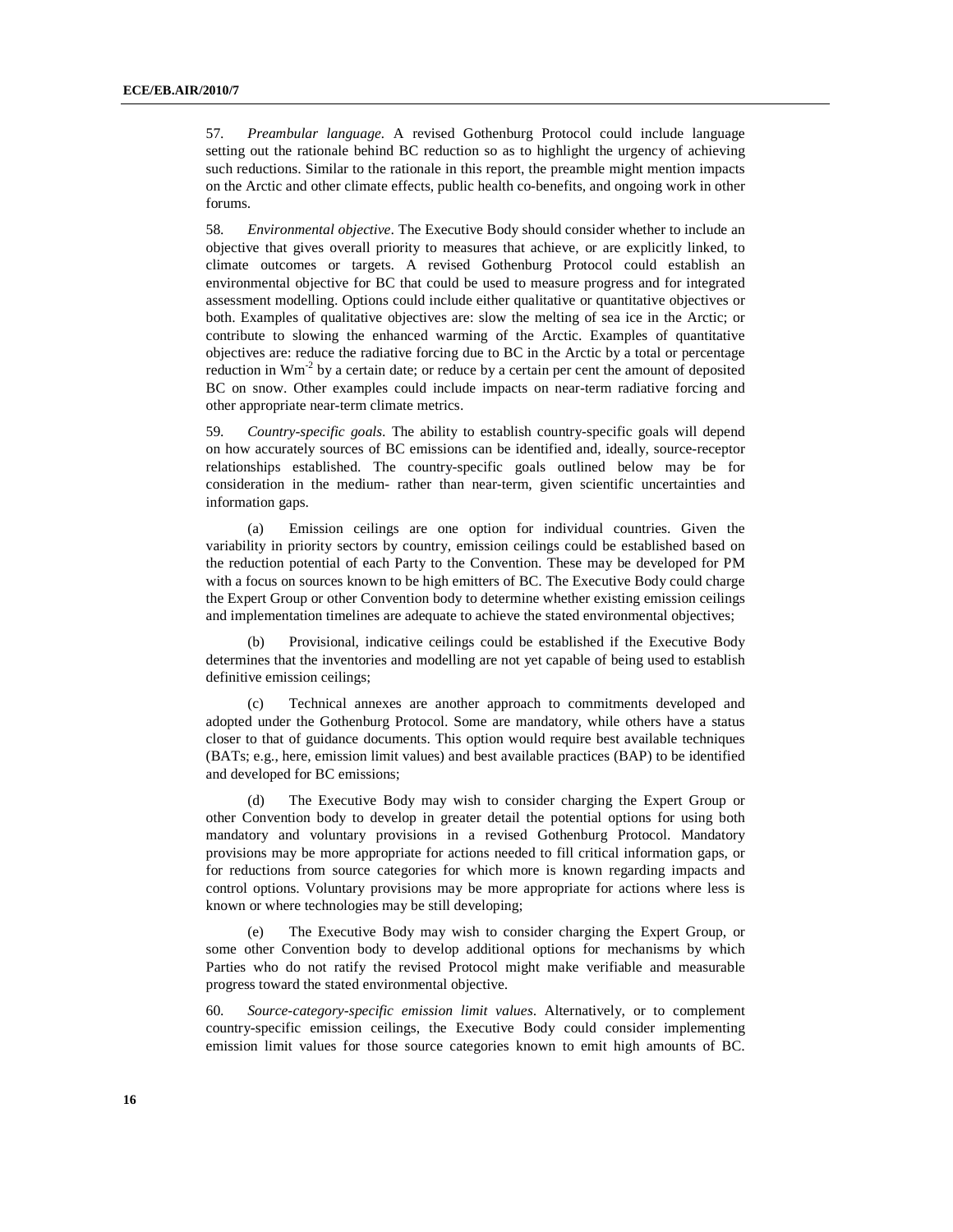57. *Preambular language*. A revised Gothenburg Protocol could include language setting out the rationale behind BC reduction so as to highlight the urgency of achieving such reductions. Similar to the rationale in this report, the preamble might mention impacts on the Arctic and other climate effects, public health co-benefits, and ongoing work in other forums.

58. *Environmental objective*. The Executive Body should consider whether to include an objective that gives overall priority to measures that achieve, or are explicitly linked, to climate outcomes or targets. A revised Gothenburg Protocol could establish an environmental objective for BC that could be used to measure progress and for integrated assessment modelling. Options could include either qualitative or quantitative objectives or both. Examples of qualitative objectives are: slow the melting of sea ice in the Arctic; or contribute to slowing the enhanced warming of the Arctic. Examples of quantitative objectives are: reduce the radiative forcing due to BC in the Arctic by a total or percentage reduction in $Wm^{-2}$ by a certain date; or reduce by a certain per cent the amount of deposited BC on snow. Other examples could include impacts on near-term radiative forcing and other appropriate near-term climate metrics.

59. *Country-specific goals*. The ability to establish country-specific goals will depend on how accurately sources of BC emissions can be identified and, ideally, source-receptor relationships established. The country-specific goals outlined below may be for consideration in the medium- rather than near-term, given scientific uncertainties and information gaps.

(a) Emission ceilings are one option for individual countries. Given the variability in priority sectors by country, emission ceilings could be established based on the reduction potential of each Party to the Convention. These may be developed for PM with a focus on sources known to be high emitters of BC. The Executive Body could charge the Expert Group or other Convention body to determine whether existing emission ceilings and implementation timelines are adequate to achieve the stated environmental objectives;

(b) Provisional, indicative ceilings could be established if the Executive Body determines that the inventories and modelling are not yet capable of being used to establish definitive emission ceilings;

(c) Technical annexes are another approach to commitments developed and adopted under the Gothenburg Protocol. Some are mandatory, while others have a status closer to that of guidance documents. This option would require best available techniques (BATs; e.g., here, emission limit values) and best available practices (BAP) to be identified and developed for BC emissions;

(d) The Executive Body may wish to consider charging the Expert Group or other Convention body to develop in greater detail the potential options for using both mandatory and voluntary provisions in a revised Gothenburg Protocol. Mandatory provisions may be more appropriate for actions needed to fill critical information gaps, or for reductions from source categories for which more is known regarding impacts and control options. Voluntary provisions may be more appropriate for actions where less is known or where technologies may be still developing;

(e) The Executive Body may wish to consider charging the Expert Group, or some other Convention body to develop additional options for mechanisms by which Parties who do not ratify the revised Protocol might make verifiable and measurable progress toward the stated environmental objective.

60. *Source-category-specific emission limit values*. Alternatively, or to complement country-specific emission ceilings, the Executive Body could consider implementing emission limit values for those source categories known to emit high amounts of BC.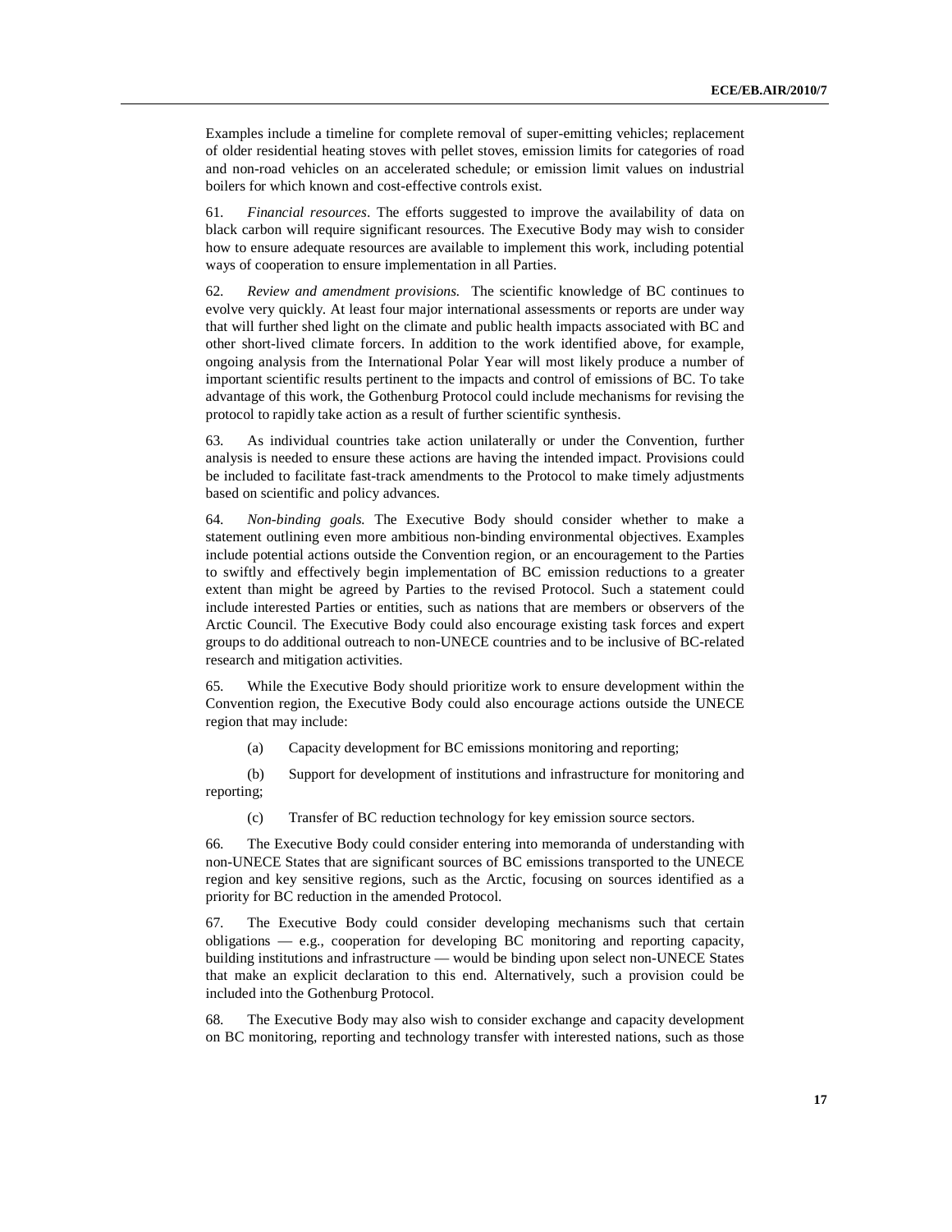Examples include a timeline for complete removal of super-emitting vehicles; replacement of older residential heating stoves with pellet stoves, emission limits for categories of road and non-road vehicles on an accelerated schedule; or emission limit values on industrial boilers for which known and cost-effective controls exist.

61. *Financial resources*. The efforts suggested to improve the availability of data on black carbon will require significant resources. The Executive Body may wish to consider how to ensure adequate resources are available to implement this work, including potential ways of cooperation to ensure implementation in all Parties.

62. *Review and amendment provisions.* The scientific knowledge of BC continues to evolve very quickly. At least four major international assessments or reports are under way that will further shed light on the climate and public health impacts associated with BC and other short-lived climate forcers. In addition to the work identified above, for example, ongoing analysis from the International Polar Year will most likely produce a number of important scientific results pertinent to the impacts and control of emissions of BC. To take advantage of this work, the Gothenburg Protocol could include mechanisms for revising the protocol to rapidly take action as a result of further scientific synthesis.

63. As individual countries take action unilaterally or under the Convention, further analysis is needed to ensure these actions are having the intended impact. Provisions could be included to facilitate fast-track amendments to the Protocol to make timely adjustments based on scientific and policy advances.

64. *Non-binding goals.* The Executive Body should consider whether to make a statement outlining even more ambitious non-binding environmental objectives. Examples include potential actions outside the Convention region, or an encouragement to the Parties to swiftly and effectively begin implementation of BC emission reductions to a greater extent than might be agreed by Parties to the revised Protocol. Such a statement could include interested Parties or entities, such as nations that are members or observers of the Arctic Council. The Executive Body could also encourage existing task forces and expert groups to do additional outreach to non-UNECE countries and to be inclusive of BC-related research and mitigation activities.

65. While the Executive Body should prioritize work to ensure development within the Convention region, the Executive Body could also encourage actions outside the UNECE region that may include:

(a) Capacity development for BC emissions monitoring and reporting;

(b) Support for development of institutions and infrastructure for monitoring and reporting;

(c) Transfer of BC reduction technology for key emission source sectors.

66. The Executive Body could consider entering into memoranda of understanding with non-UNECE States that are significant sources of BC emissions transported to the UNECE region and key sensitive regions, such as the Arctic, focusing on sources identified as a priority for BC reduction in the amended Protocol.

67. The Executive Body could consider developing mechanisms such that certain obligations — e.g., cooperation for developing BC monitoring and reporting capacity, building institutions and infrastructure — would be binding upon select non-UNECE States that make an explicit declaration to this end. Alternatively, such a provision could be included into the Gothenburg Protocol.

68. The Executive Body may also wish to consider exchange and capacity development on BC monitoring, reporting and technology transfer with interested nations, such as those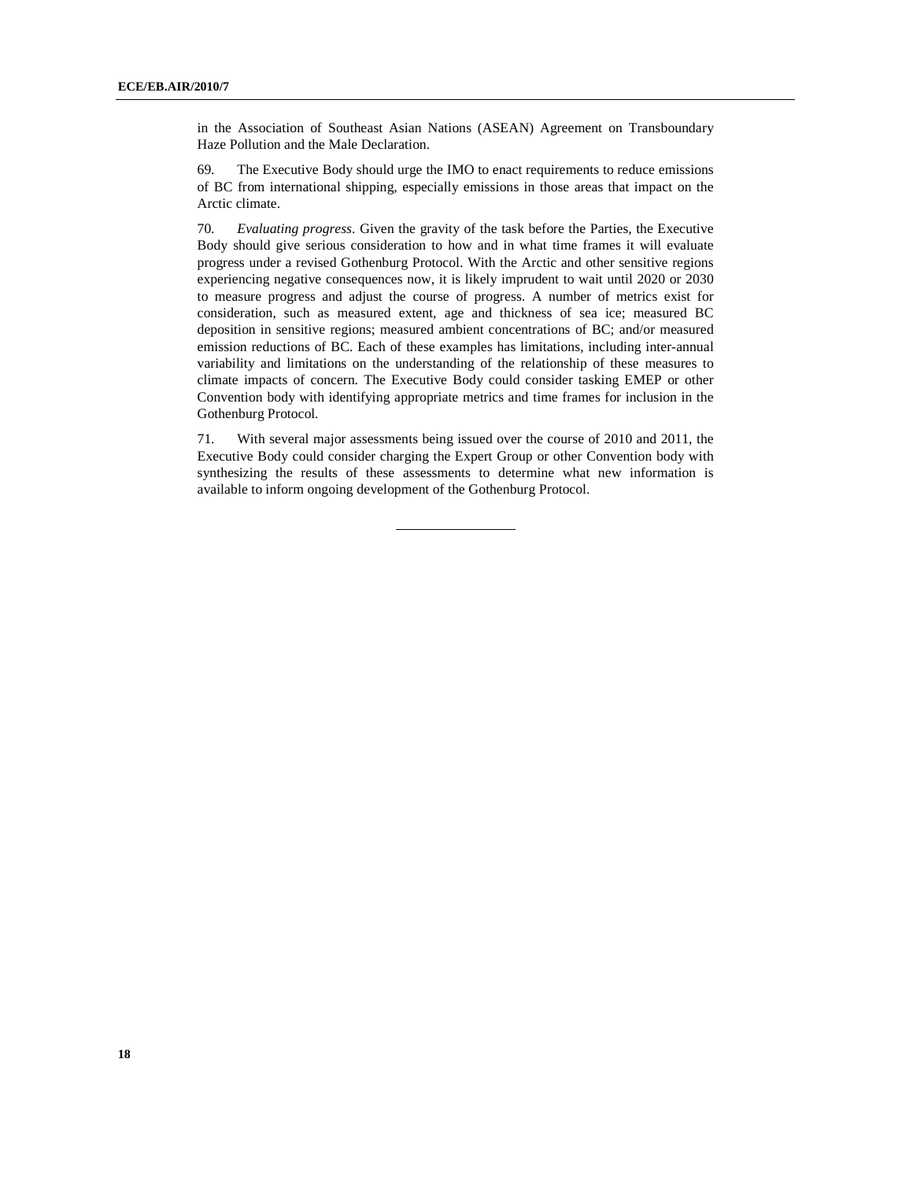in the Association of Southeast Asian Nations (ASEAN) Agreement on Transboundary Haze Pollution and the Male Declaration.

69. The Executive Body should urge the IMO to enact requirements to reduce emissions of BC from international shipping, especially emissions in those areas that impact on the Arctic climate.

70. *Evaluating progress*. Given the gravity of the task before the Parties, the Executive Body should give serious consideration to how and in what time frames it will evaluate progress under a revised Gothenburg Protocol. With the Arctic and other sensitive regions experiencing negative consequences now, it is likely imprudent to wait until 2020 or 2030 to measure progress and adjust the course of progress. A number of metrics exist for consideration, such as measured extent, age and thickness of sea ice; measured BC deposition in sensitive regions; measured ambient concentrations of BC; and/or measured emission reductions of BC. Each of these examples has limitations, including inter-annual variability and limitations on the understanding of the relationship of these measures to climate impacts of concern. The Executive Body could consider tasking EMEP or other Convention body with identifying appropriate metrics and time frames for inclusion in the Gothenburg Protocol.

71. With several major assessments being issued over the course of 2010 and 2011, the Executive Body could consider charging the Expert Group or other Convention body with synthesizing the results of these assessments to determine what new information is available to inform ongoing development of the Gothenburg Protocol.